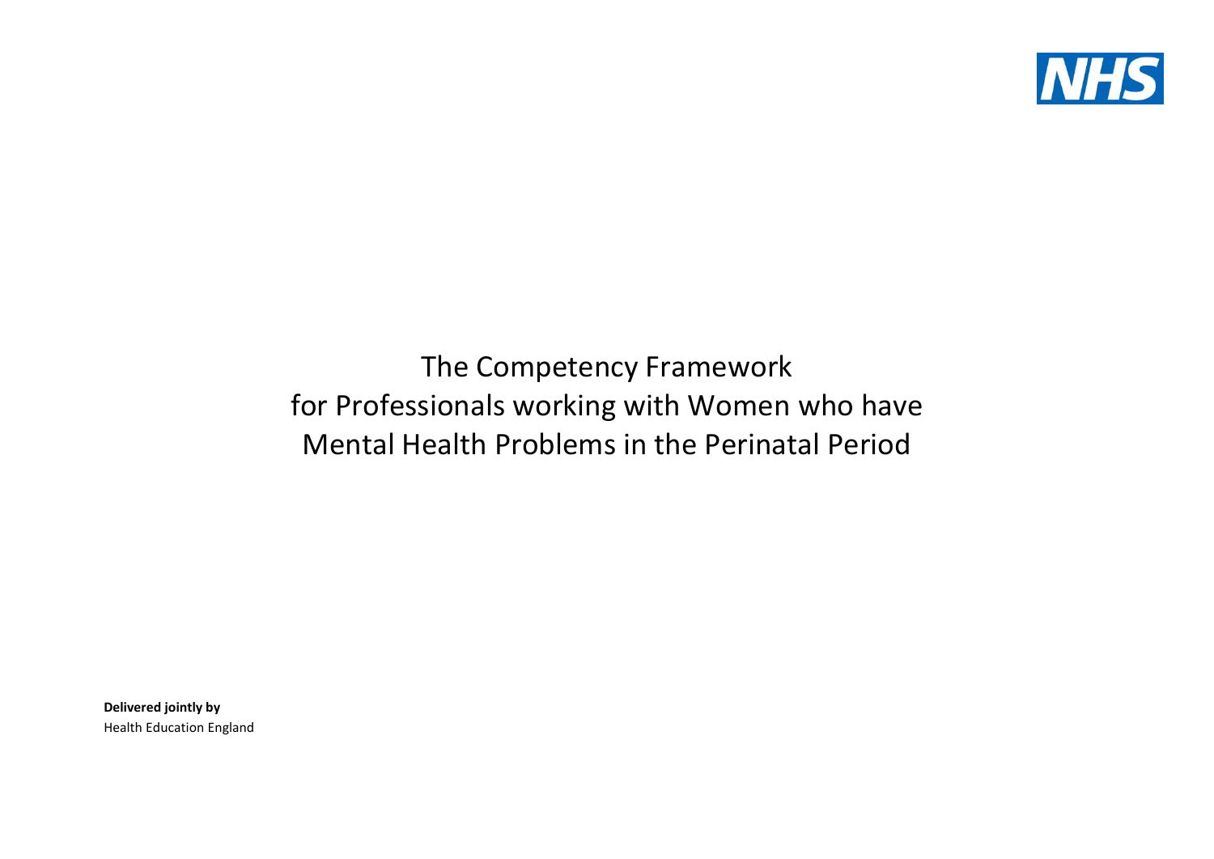NHS

# The Competency Framework for Professionals working with Women who have Mental Health Problems in the Perinatal Period

**Delivered jointly by**
Health Education England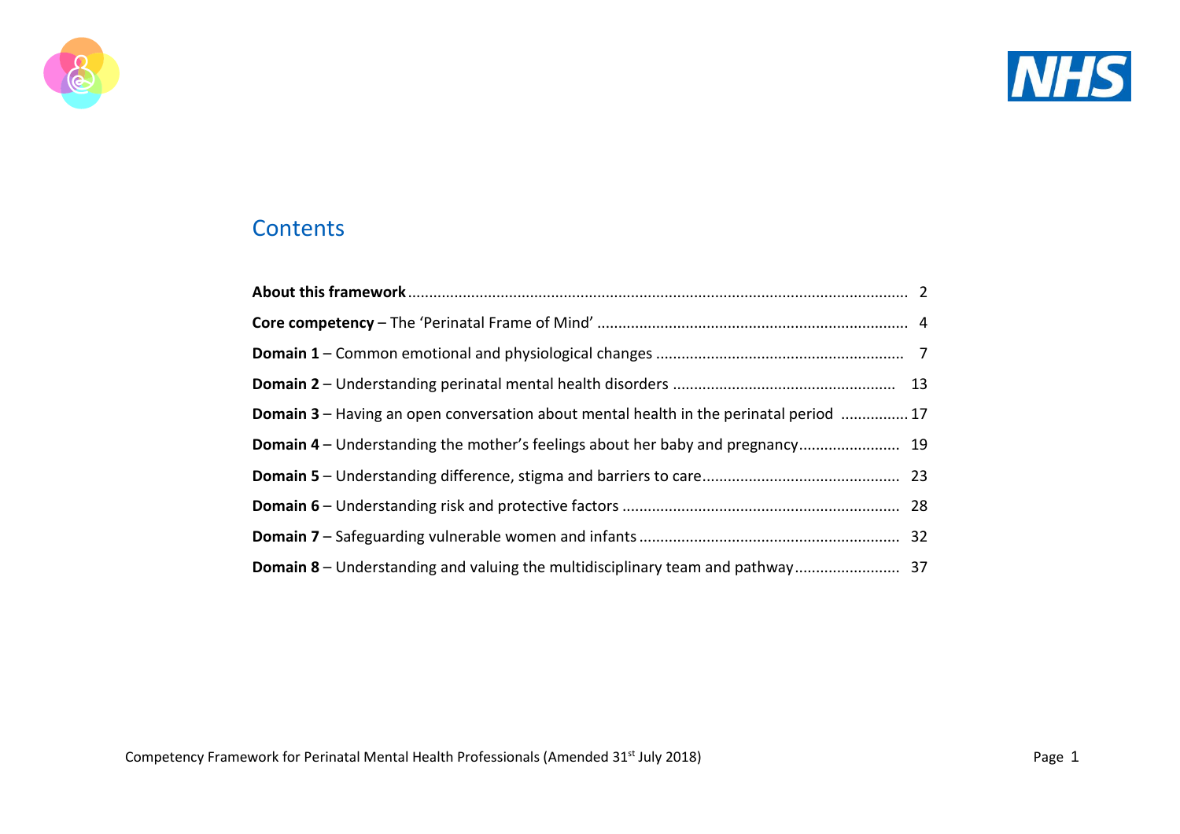## Contents

| | |
|---|---|
| **About this framework** | 2 |
| **Core competency** – The 'Perinatal Frame of Mind' | 4 |
| **Domain 1** – Common emotional and physiological changes | 7 |
| **Domain 2** – Understanding perinatal mental health disorders | 13 |
| **Domain 3** – Having an open conversation about mental health in the perinatal period | 17 |
| **Domain 4** – Understanding the mother's feelings about her baby and pregnancy | 19 |
| **Domain 5** – Understanding difference, stigma and barriers to care | 23 |
| **Domain 6** – Understanding risk and protective factors | 28 |
| **Domain 7** – Safeguarding vulnerable women and infants | 32 |
| **Domain 8** – Understanding and valuing the multidisciplinary team and pathway | 37 |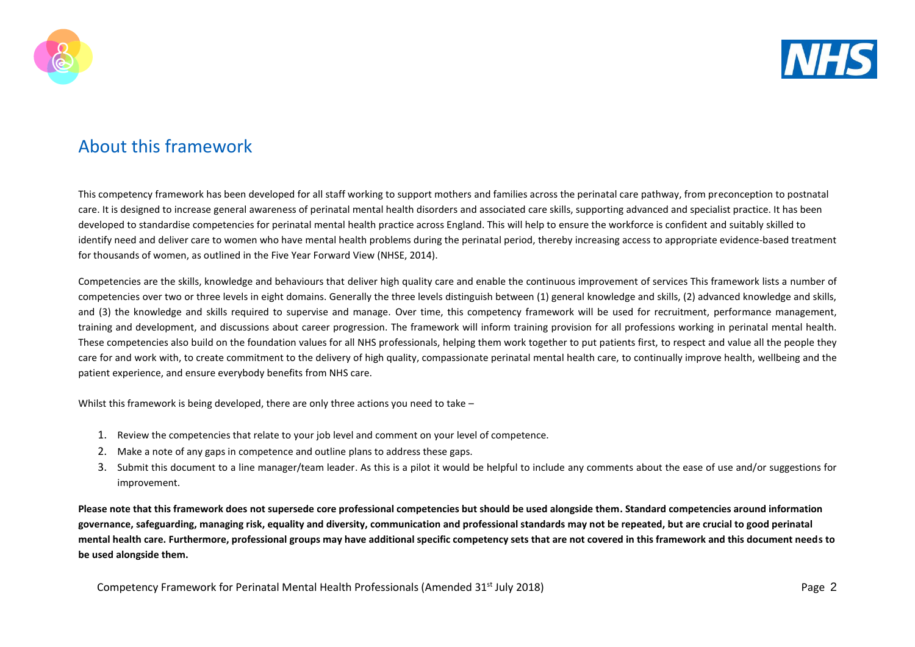# About this framework

This competency framework has been developed for all staff working to support mothers and families across the perinatal care pathway, from preconception to postnatal care. It is designed to increase general awareness of perinatal mental health disorders and associated care skills, supporting advanced and specialist practice. It has been developed to standardise competencies for perinatal mental health practice across England. This will help to ensure the workforce is confident and suitably skilled to identify need and deliver care to women who have mental health problems during the perinatal period, thereby increasing access to appropriate evidence-based treatment for thousands of women, as outlined in the Five Year Forward View (NHSE, 2014).

Competencies are the skills, knowledge and behaviours that deliver high quality care and enable the continuous improvement of services This framework lists a number of competencies over two or three levels in eight domains. Generally the three levels distinguish between (1) general knowledge and skills, (2) advanced knowledge and skills, and (3) the knowledge and skills required to supervise and manage. Over time, this competency framework will be used for recruitment, performance management, training and development, and discussions about career progression. The framework will inform training provision for all professions working in perinatal mental health. These competencies also build on the foundation values for all NHS professionals, helping them work together to put patients first, to respect and value all the people they care for and work with, to create commitment to the delivery of high quality, compassionate perinatal mental health care, to continually improve health, wellbeing and the patient experience, and ensure everybody benefits from NHS care.

Whilst this framework is being developed, there are only three actions you need to take –

1. Review the competencies that relate to your job level and comment on your level of competence.
2. Make a note of any gaps in competence and outline plans to address these gaps.
3. Submit this document to a line manager/team leader. As this is a pilot it would be helpful to include any comments about the ease of use and/or suggestions for improvement.

**Please note that this framework does not supersede core professional competencies but should be used alongside them. Standard competencies around information governance, safeguarding, managing risk, equality and diversity, communication and professional standards may not be repeated, but are crucial to good perinatal mental health care. Furthermore, professional groups may have additional specific competency sets that are not covered in this framework and this document needs to be used alongside them.**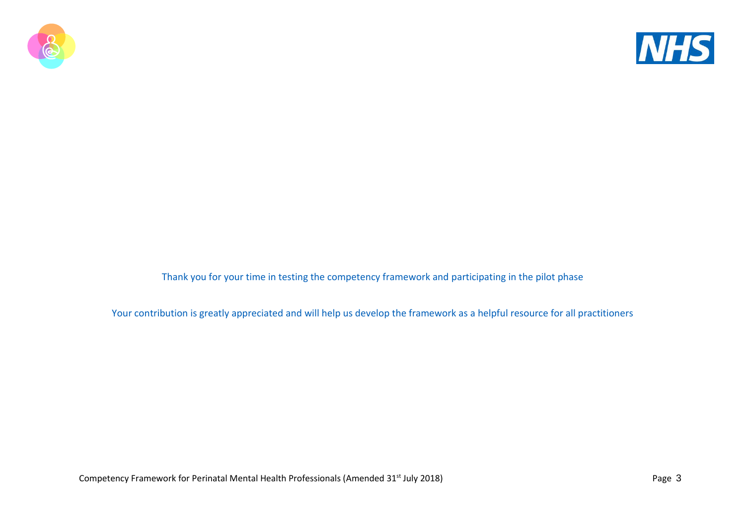Thank you for your time in testing the competency framework and participating in the pilot phase

Your contribution is greatly appreciated and will help us develop the framework as a helpful resource for all practitioners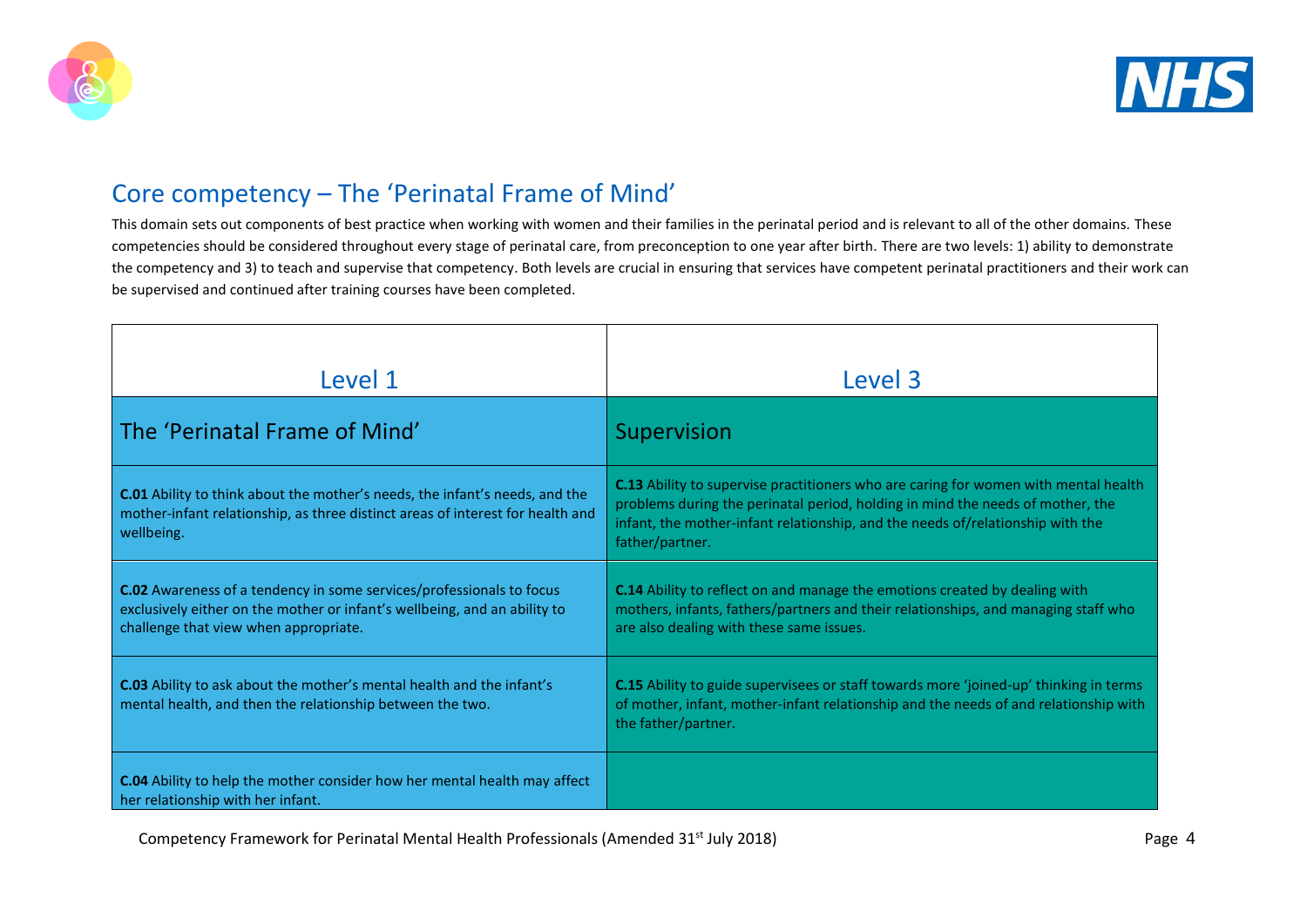## Core competency – The 'Perinatal Frame of Mind'

This domain sets out components of best practice when working with women and their families in the perinatal period and is relevant to all of the other domains. These competencies should be considered throughout every stage of perinatal care, from preconception to one year after birth. There are two levels: 1) ability to demonstrate the competency and 3) to teach and supervise that competency. Both levels are crucial in ensuring that services have competent perinatal practitioners and their work can be supervised and continued after training courses have been completed.

| Level 1 | Level 3 |
| --- | --- |
| The 'Perinatal Frame of Mind' | Supervision |
| **C.01** Ability to think about the mother's needs, the infant's needs, and the mother-infant relationship, as three distinct areas of interest for health and wellbeing. | **C.13** Ability to supervise practitioners who are caring for women with mental health problems during the perinatal period, holding in mind the needs of mother, the infant, the mother-infant relationship, and the needs of/relationship with the father/partner. |
| **C.02** Awareness of a tendency in some services/professionals to focus exclusively either on the mother or infant's wellbeing, and an ability to challenge that view when appropriate. | **C.14** Ability to reflect on and manage the emotions created by dealing with mothers, infants, fathers/partners and their relationships, and managing staff who are also dealing with these same issues. |
| **C.03** Ability to ask about the mother's mental health and the infant's mental health, and then the relationship between the two. | **C.15** Ability to guide supervisees or staff towards more 'joined-up' thinking in terms of mother, infant, mother-infant relationship and the needs of and relationship with the father/partner. |
| **C.04** Ability to help the mother consider how her mental health may affect her relationship with her infant. | |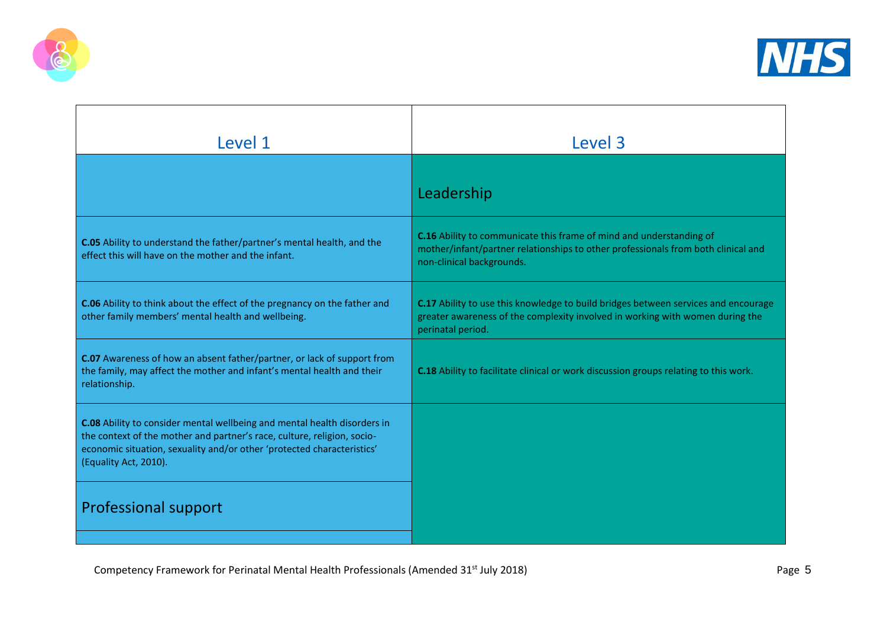| Level 1 | Level 3 |
|---|---|
| | Leadership |
| **C.05** Ability to understand the father/partner's mental health, and the effect this will have on the mother and the infant. | **C.16** Ability to communicate this frame of mind and understanding of mother/infant/partner relationships to other professionals from both clinical and non-clinical backgrounds. |
| **C.06** Ability to think about the effect of the pregnancy on the father and other family members' mental health and wellbeing. | **C.17** Ability to use this knowledge to build bridges between services and encourage greater awareness of the complexity involved in working with women during the perinatal period. |
| **C.07** Awareness of how an absent father/partner, or lack of support from the family, may affect the mother and infant's mental health and their relationship. | **C.18** Ability to facilitate clinical or work discussion groups relating to this work. |
| **C.08** Ability to consider mental wellbeing and mental health disorders in the context of the mother and partner's race, culture, religion, socio-economic situation, sexuality and/or other 'protected characteristics' (Equality Act, 2010). | |
| Professional support | |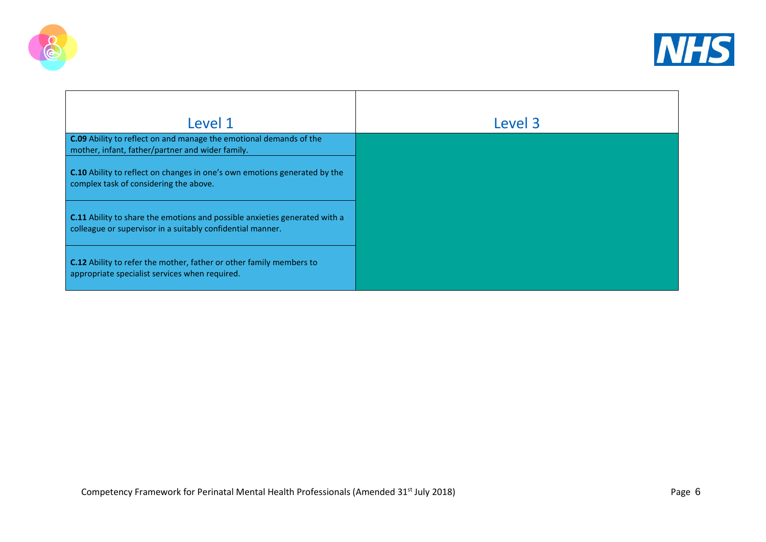| Level 1 | Level 3 |
|---|---|
| **C.09** Ability to reflect on and manage the emotional demands of the mother, infant, father/partner and wider family. | |
| **C.10** Ability to reflect on changes in one's own emotions generated by the complex task of considering the above. | |
| **C.11** Ability to share the emotions and possible anxieties generated with a colleague or supervisor in a suitably confidential manner. | |
| **C.12** Ability to refer the mother, father or other family members to appropriate specialist services when required. | |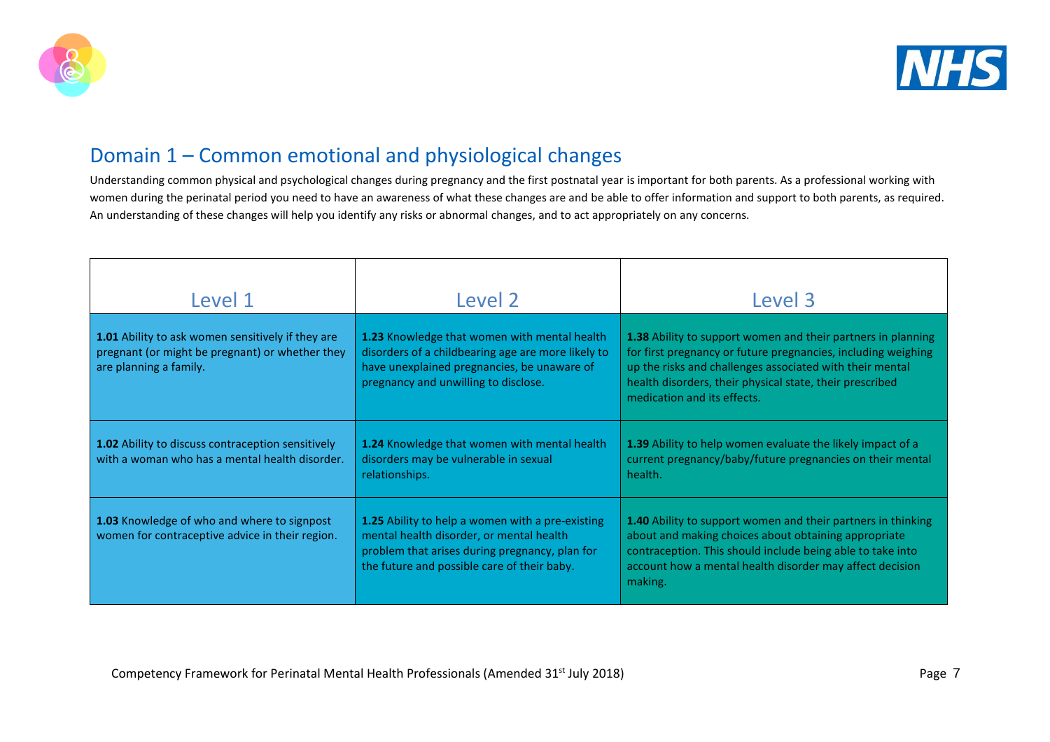## Domain 1 – Common emotional and physiological changes

Understanding common physical and psychological changes during pregnancy and the first postnatal year is important for both parents. As a professional working with women during the perinatal period you need to have an awareness of what these changes are and be able to offer information and support to both parents, as required. An understanding of these changes will help you identify any risks or abnormal changes, and to act appropriately on any concerns.

| Level 1 | Level 2 | Level 3 |
|---|---|---|
| **1.01** Ability to ask women sensitively if they are pregnant (or might be pregnant) or whether they are planning a family. | **1.23** Knowledge that women with mental health disorders of a childbearing age are more likely to have unexplained pregnancies, be unaware of pregnancy and unwilling to disclose. | **1.38** Ability to support women and their partners in planning for first pregnancy or future pregnancies, including weighing up the risks and challenges associated with their mental health disorders, their physical state, their prescribed medication and its effects. |
| **1.02** Ability to discuss contraception sensitively with a woman who has a mental health disorder. | **1.24** Knowledge that women with mental health disorders may be vulnerable in sexual relationships. | **1.39** Ability to help women evaluate the likely impact of a current pregnancy/baby/future pregnancies on their mental health. |
| **1.03** Knowledge of who and where to signpost women for contraceptive advice in their region. | **1.25** Ability to help a women with a pre-existing mental health disorder, or mental health problem that arises during pregnancy, plan for the future and possible care of their baby. | **1.40** Ability to support women and their partners in thinking about and making choices about obtaining appropriate contraception. This should include being able to take into account how a mental health disorder may affect decision making. |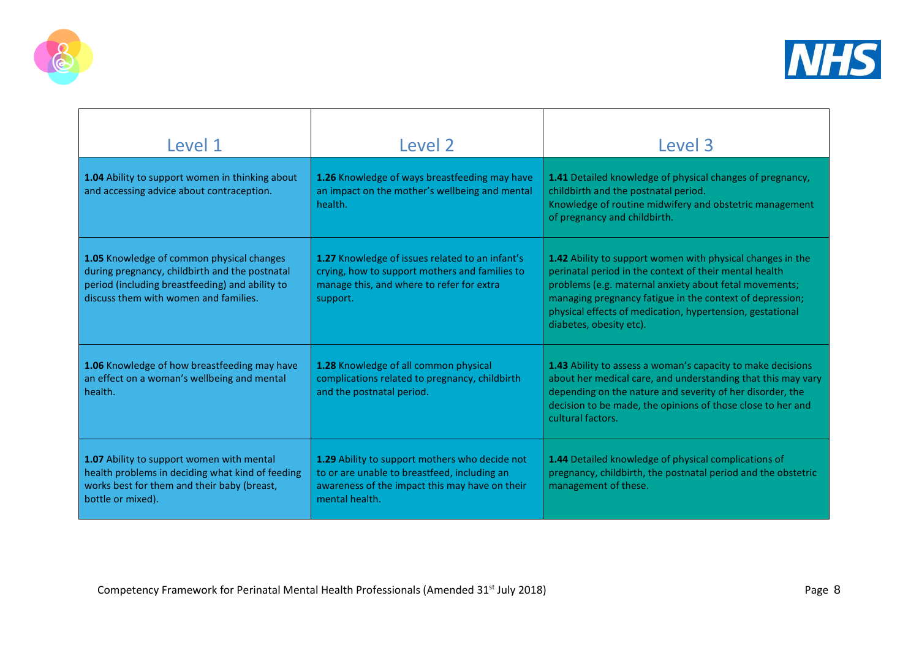| Level 1 | Level 2 | Level 3 |
|---|---|---|
| **1.04** Ability to support women in thinking about and accessing advice about contraception. | **1.26** Knowledge of ways breastfeeding may have an impact on the mother's wellbeing and mental health. | **1.41** Detailed knowledge of physical changes of pregnancy, childbirth and the postnatal period. Knowledge of routine midwifery and obstetric management of pregnancy and childbirth. |
| **1.05** Knowledge of common physical changes during pregnancy, childbirth and the postnatal period (including breastfeeding) and ability to discuss them with women and families. | **1.27** Knowledge of issues related to an infant's crying, how to support mothers and families to manage this, and where to refer for extra support. | **1.42** Ability to support women with physical changes in the perinatal period in the context of their mental health problems (e.g. maternal anxiety about fetal movements; managing pregnancy fatigue in the context of depression; physical effects of medication, hypertension, gestational diabetes, obesity etc). |
| **1.06** Knowledge of how breastfeeding may have an effect on a woman's wellbeing and mental health. | **1.28** Knowledge of all common physical complications related to pregnancy, childbirth and the postnatal period. | **1.43** Ability to assess a woman's capacity to make decisions about her medical care, and understanding that this may vary depending on the nature and severity of her disorder, the decision to be made, the opinions of those close to her and cultural factors. |
| **1.07** Ability to support women with mental health problems in deciding what kind of feeding works best for them and their baby (breast, bottle or mixed). | **1.29** Ability to support mothers who decide not to or are unable to breastfeed, including an awareness of the impact this may have on their mental health. | **1.44** Detailed knowledge of physical complications of pregnancy, childbirth, the postnatal period and the obstetric management of these. |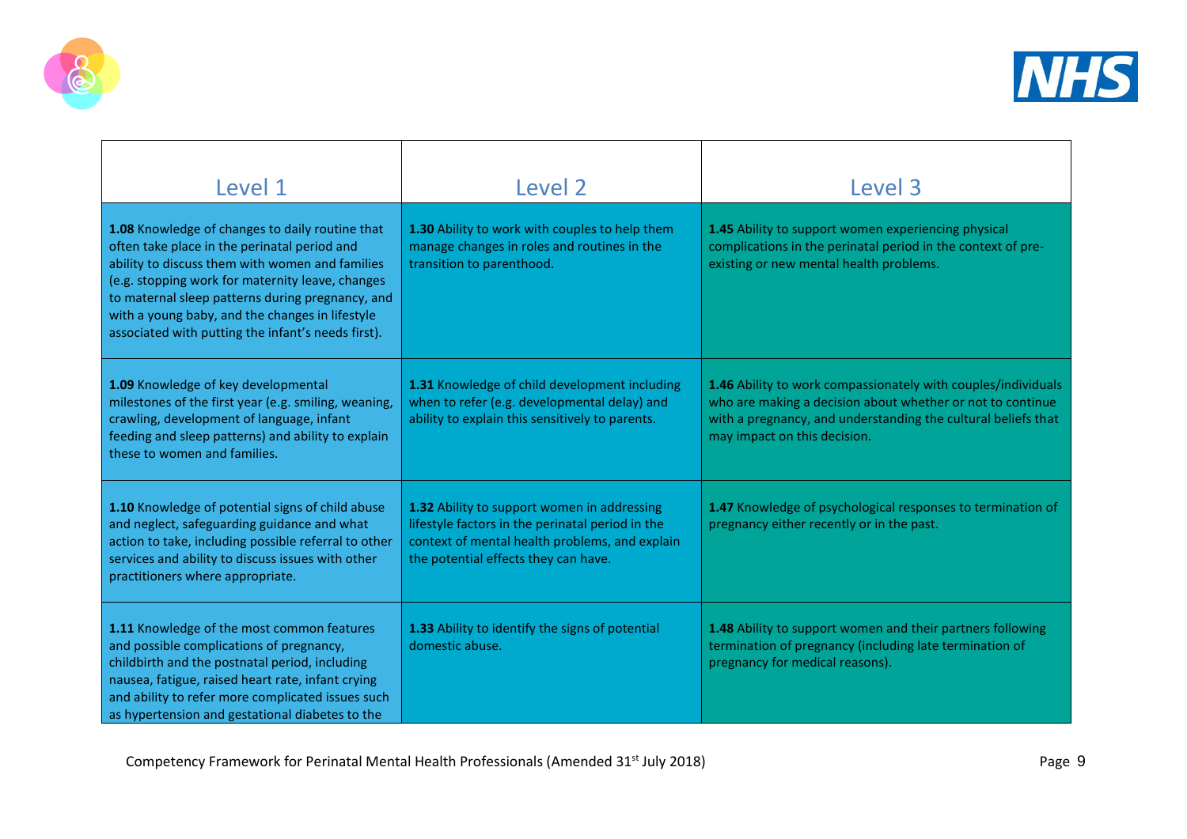| Level 1 | Level 2 | Level 3 |
|---|---|---|
| **1.08** Knowledge of changes to daily routine that often take place in the perinatal period and ability to discuss them with women and families (e.g. stopping work for maternity leave, changes to maternal sleep patterns during pregnancy, and with a young baby, and the changes in lifestyle associated with putting the infant's needs first). | **1.30** Ability to work with couples to help them manage changes in roles and routines in the transition to parenthood. | **1.45** Ability to support women experiencing physical complications in the perinatal period in the context of pre-existing or new mental health problems. |
| **1.09** Knowledge of key developmental milestones of the first year (e.g. smiling, weaning, crawling, development of language, infant feeding and sleep patterns) and ability to explain these to women and families. | **1.31** Knowledge of child development including when to refer (e.g. developmental delay) and ability to explain this sensitively to parents. | **1.46** Ability to work compassionately with couples/individuals who are making a decision about whether or not to continue with a pregnancy, and understanding the cultural beliefs that may impact on this decision. |
| **1.10** Knowledge of potential signs of child abuse and neglect, safeguarding guidance and what action to take, including possible referral to other services and ability to discuss issues with other practitioners where appropriate. | **1.32** Ability to support women in addressing lifestyle factors in the perinatal period in the context of mental health problems, and explain the potential effects they can have. | **1.47** Knowledge of psychological responses to termination of pregnancy either recently or in the past. |
| **1.11** Knowledge of the most common features and possible complications of pregnancy, childbirth and the postnatal period, including nausea, fatigue, raised heart rate, infant crying and ability to refer more complicated issues such as hypertension and gestational diabetes to the | **1.33** Ability to identify the signs of potential domestic abuse. | **1.48** Ability to support women and their partners following termination of pregnancy (including late termination of pregnancy for medical reasons). |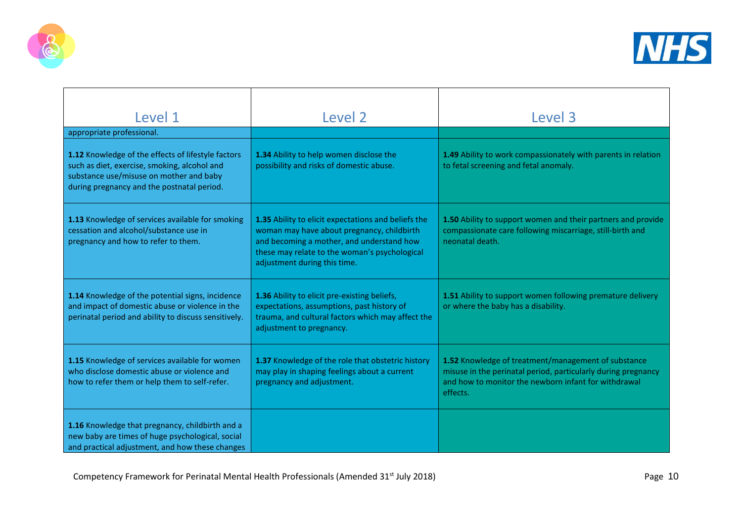| Level 1 | Level 2 | Level 3 |
|---|---|---|
| appropriate professional. | | |
| **1.12** Knowledge of the effects of lifestyle factors such as diet, exercise, smoking, alcohol and substance use/misuse on mother and baby during pregnancy and the postnatal period. | **1.34** Ability to help women disclose the possibility and risks of domestic abuse. | **1.49** Ability to work compassionately with parents in relation to fetal screening and fetal anomaly. |
| **1.13** Knowledge of services available for smoking cessation and alcohol/substance use in pregnancy and how to refer to them. | **1.35** Ability to elicit expectations and beliefs the woman may have about pregnancy, childbirth and becoming a mother, and understand how these may relate to the woman's psychological adjustment during this time. | **1.50** Ability to support women and their partners and provide compassionate care following miscarriage, still-birth and neonatal death. |
| **1.14** Knowledge of the potential signs, incidence and impact of domestic abuse or violence in the perinatal period and ability to discuss sensitively. | **1.36** Ability to elicit pre-existing beliefs, expectations, assumptions, past history of trauma, and cultural factors which may affect the adjustment to pregnancy. | **1.51** Ability to support women following premature delivery or where the baby has a disability. |
| **1.15** Knowledge of services available for women who disclose domestic abuse or violence and how to refer them or help them to self-refer. | **1.37** Knowledge of the role that obstetric history may play in shaping feelings about a current pregnancy and adjustment. | **1.52** Knowledge of treatment/management of substance misuse in the perinatal period, particularly during pregnancy and how to monitor the newborn infant for withdrawal effects. |
| **1.16** Knowledge that pregnancy, childbirth and a new baby are times of huge psychological, social and practical adjustment, and how these changes | | |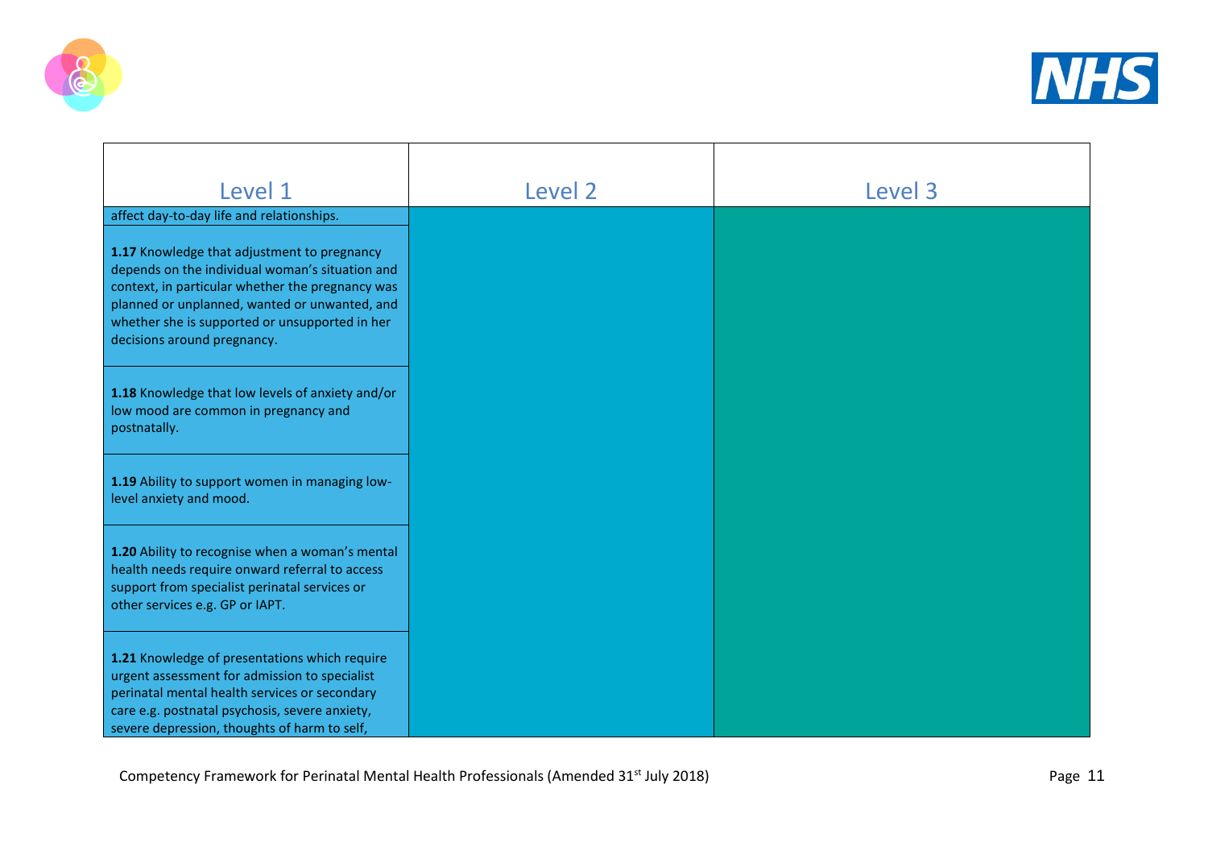| Level 1 | Level 2 | Level 3 |
|---|---|---|
| affect day-to-day life and relationships. | | |
| **1.17** Knowledge that adjustment to pregnancy depends on the individual woman's situation and context, in particular whether the pregnancy was planned or unplanned, wanted or unwanted, and whether she is supported or unsupported in her decisions around pregnancy. | | |
| **1.18** Knowledge that low levels of anxiety and/or low mood are common in pregnancy and postnatally. | | |
| **1.19** Ability to support women in managing low-level anxiety and mood. | | |
| **1.20** Ability to recognise when a woman's mental health needs require onward referral to access support from specialist perinatal services or other services e.g. GP or IAPT. | | |
| **1.21** Knowledge of presentations which require urgent assessment for admission to specialist perinatal mental health services or secondary care e.g. postnatal psychosis, severe anxiety, severe depression, thoughts of harm to self, | | |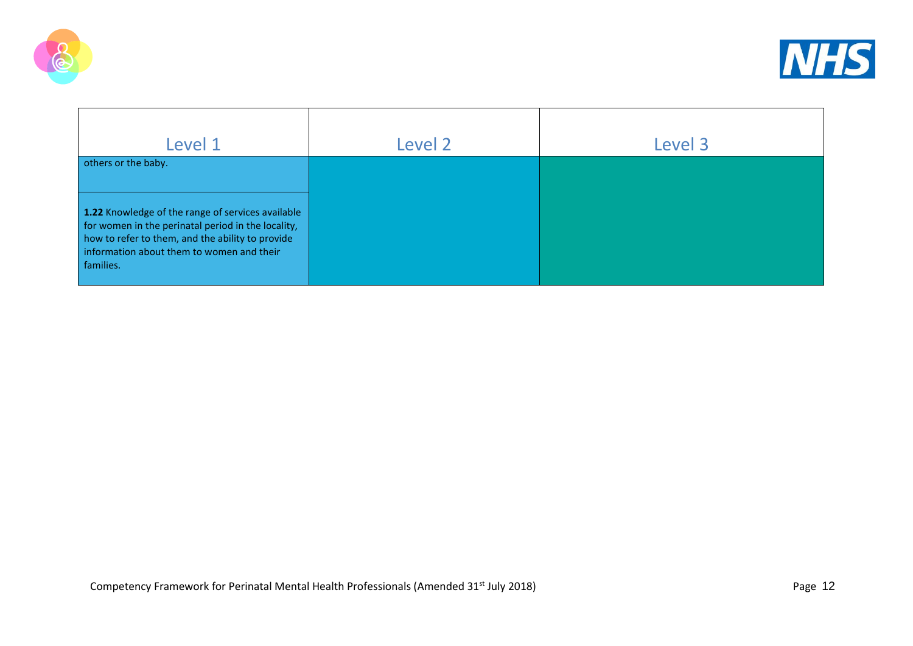| Level 1 | Level 2 | Level 3 |
| --- | --- | --- |
| others or the baby. | | |
| **1.22** Knowledge of the range of services available for women in the perinatal period in the locality, how to refer to them, and the ability to provide information about them to women and their families. | | |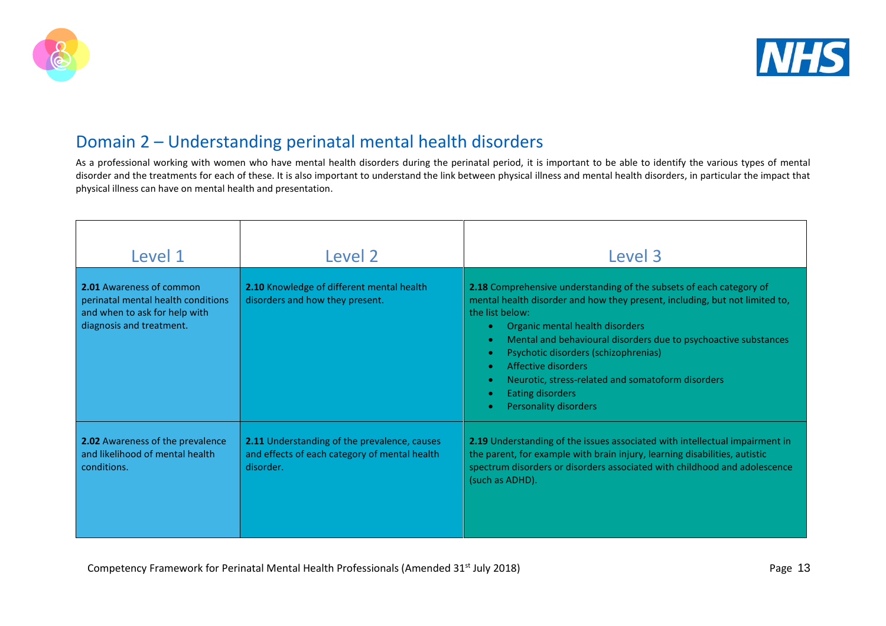## Domain 2 – Understanding perinatal mental health disorders

As a professional working with women who have mental health disorders during the perinatal period, it is important to be able to identify the various types of mental disorder and the treatments for each of these. It is also important to understand the link between physical illness and mental health disorders, in particular the impact that physical illness can have on mental health and presentation.

| Level 1 | Level 2 | Level 3 |
|---|---|---|
| **2.01** Awareness of common perinatal mental health conditions and when to ask for help with diagnosis and treatment. | **2.10** Knowledge of different mental health disorders and how they present. | **2.18** Comprehensive understanding of the subsets of each category of mental health disorder and how they present, including, but not limited to, the list below:<br>• Organic mental health disorders<br>• Mental and behavioural disorders due to psychoactive substances<br>• Psychotic disorders (schizophrenias)<br>• Affective disorders<br>• Neurotic, stress-related and somatoform disorders<br>• Eating disorders<br>• Personality disorders |
| **2.02** Awareness of the prevalence and likelihood of mental health conditions. | **2.11** Understanding of the prevalence, causes and effects of each category of mental health disorder. | **2.19** Understanding of the issues associated with intellectual impairment in the parent, for example with brain injury, learning disabilities, autistic spectrum disorders or disorders associated with childhood and adolescence (such as ADHD). |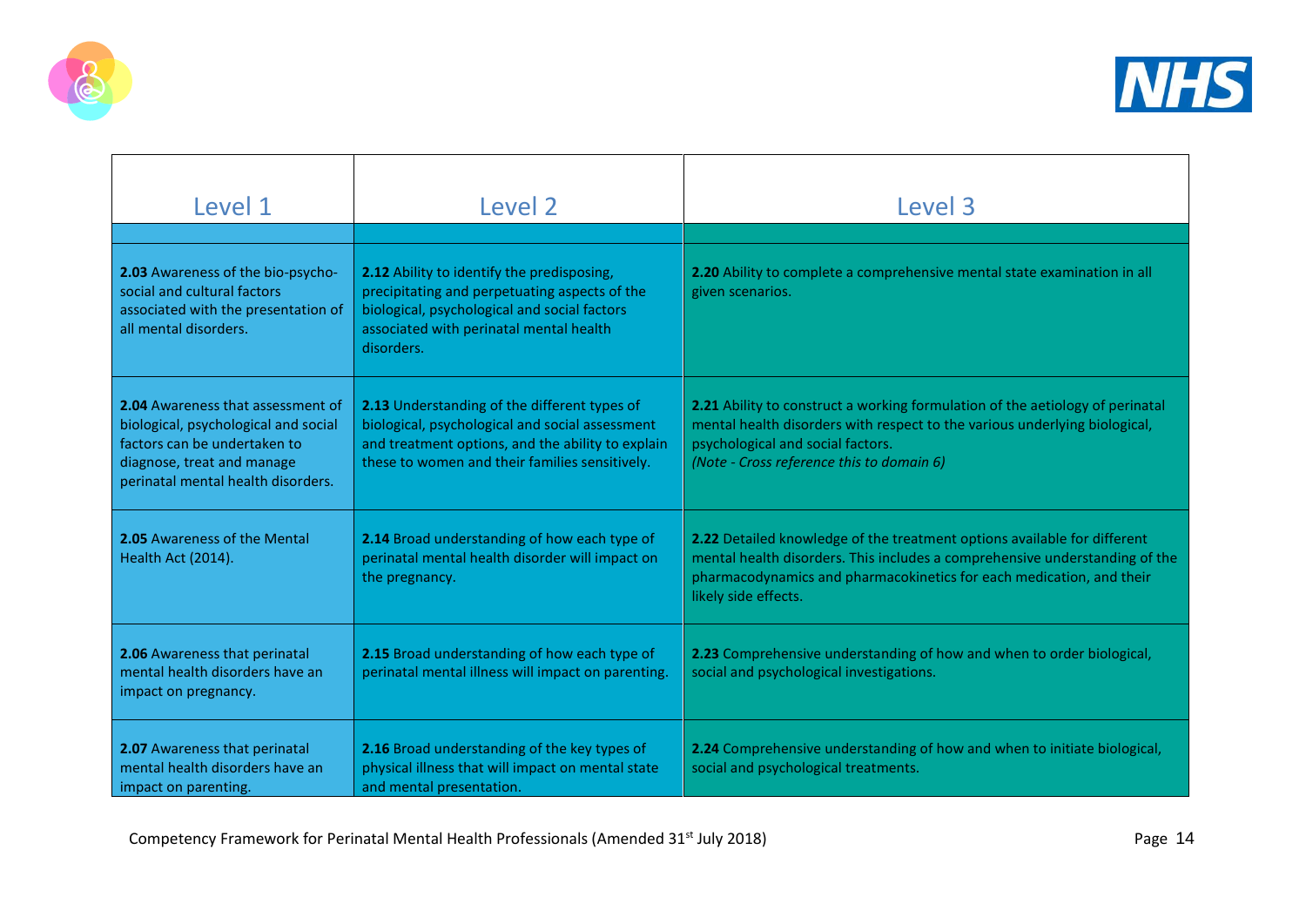| Level 1 | Level 2 | Level 3 |
|---|---|---|
| **2.03** Awareness of the bio-psycho-social and cultural factors associated with the presentation of all mental disorders. | **2.12** Ability to identify the predisposing, precipitating and perpetuating aspects of the biological, psychological and social factors associated with perinatal mental health disorders. | **2.20** Ability to complete a comprehensive mental state examination in all given scenarios. |
| **2.04** Awareness that assessment of biological, psychological and social factors can be undertaken to diagnose, treat and manage perinatal mental health disorders. | **2.13** Understanding of the different types of biological, psychological and social assessment and treatment options, and the ability to explain these to women and their families sensitively. | **2.21** Ability to construct a working formulation of the aetiology of perinatal mental health disorders with respect to the various underlying biological, psychological and social factors. *(Note - Cross reference this to domain 6)* |
| **2.05** Awareness of the Mental Health Act (2014). | **2.14** Broad understanding of how each type of perinatal mental health disorder will impact on the pregnancy. | **2.22** Detailed knowledge of the treatment options available for different mental health disorders. This includes a comprehensive understanding of the pharmacodynamics and pharmacokinetics for each medication, and their likely side effects. |
| **2.06** Awareness that perinatal mental health disorders have an impact on pregnancy. | **2.15** Broad understanding of how each type of perinatal mental illness will impact on parenting. | **2.23** Comprehensive understanding of how and when to order biological, social and psychological investigations. |
| **2.07** Awareness that perinatal mental health disorders have an impact on parenting. | **2.16** Broad understanding of the key types of physical illness that will impact on mental state and mental presentation. | **2.24** Comprehensive understanding of how and when to initiate biological, social and psychological treatments. |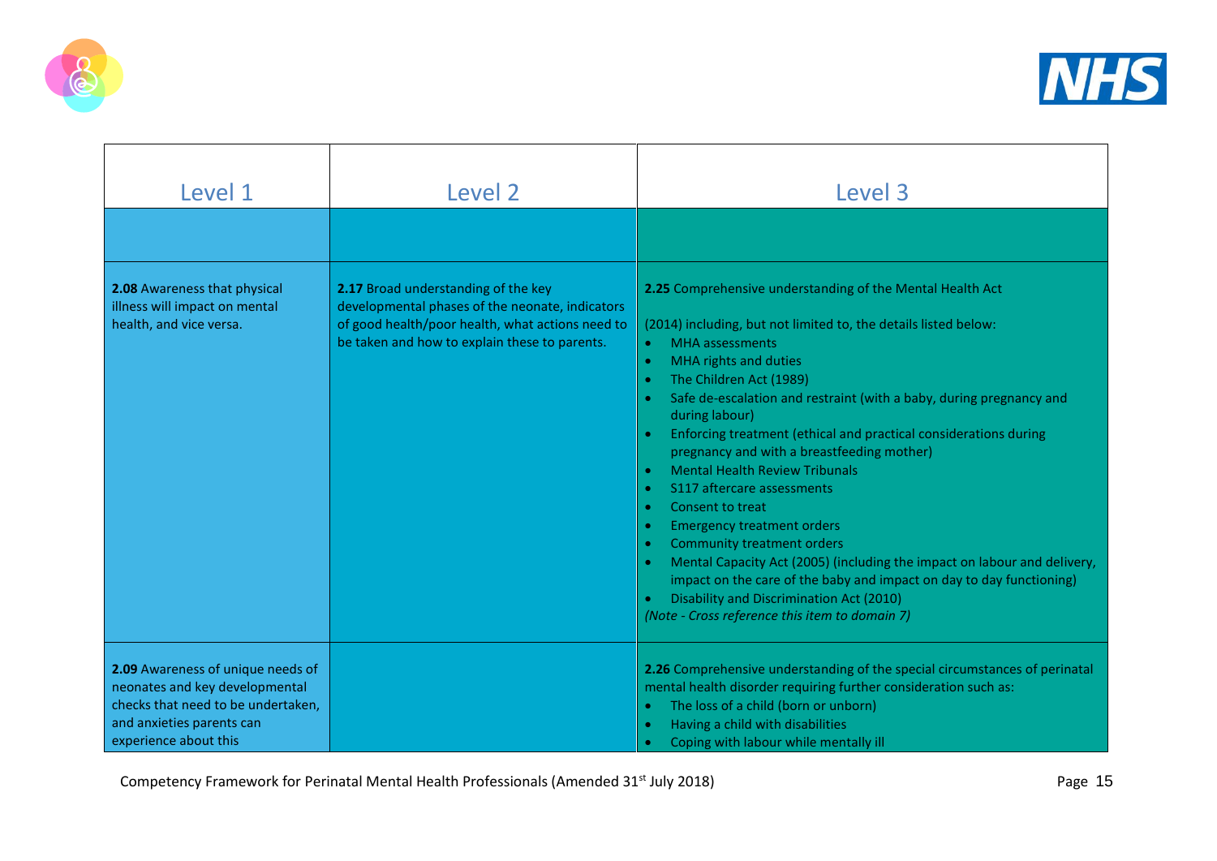| Level 1 | Level 2 | Level 3 |
|---|---|---|
| | | |
| **2.08** Awareness that physical illness will impact on mental health, and vice versa. | **2.17** Broad understanding of the key developmental phases of the neonate, indicators of good health/poor health, what actions need to be taken and how to explain these to parents. | **2.25** Comprehensive understanding of the Mental Health Act (2014) including, but not limited to, the details listed below:<br>• MHA assessments<br>• MHA rights and duties<br>• The Children Act (1989)<br>• Safe de-escalation and restraint (with a baby, during pregnancy and during labour)<br>• Enforcing treatment (ethical and practical considerations during pregnancy and with a breastfeeding mother)<br>• Mental Health Review Tribunals<br>• S117 aftercare assessments<br>• Consent to treat<br>• Emergency treatment orders<br>• Community treatment orders<br>• Mental Capacity Act (2005) (including the impact on labour and delivery, impact on the care of the baby and impact on day to day functioning)<br>• Disability and Discrimination Act (2010)<br>*(Note - Cross reference this item to domain 7)* |
| **2.09** Awareness of unique needs of neonates and key developmental checks that need to be undertaken, and anxieties parents can experience about this | | **2.26** Comprehensive understanding of the special circumstances of perinatal mental health disorder requiring further consideration such as:<br>• The loss of a child (born or unborn)<br>• Having a child with disabilities<br>• Coping with labour while mentally ill |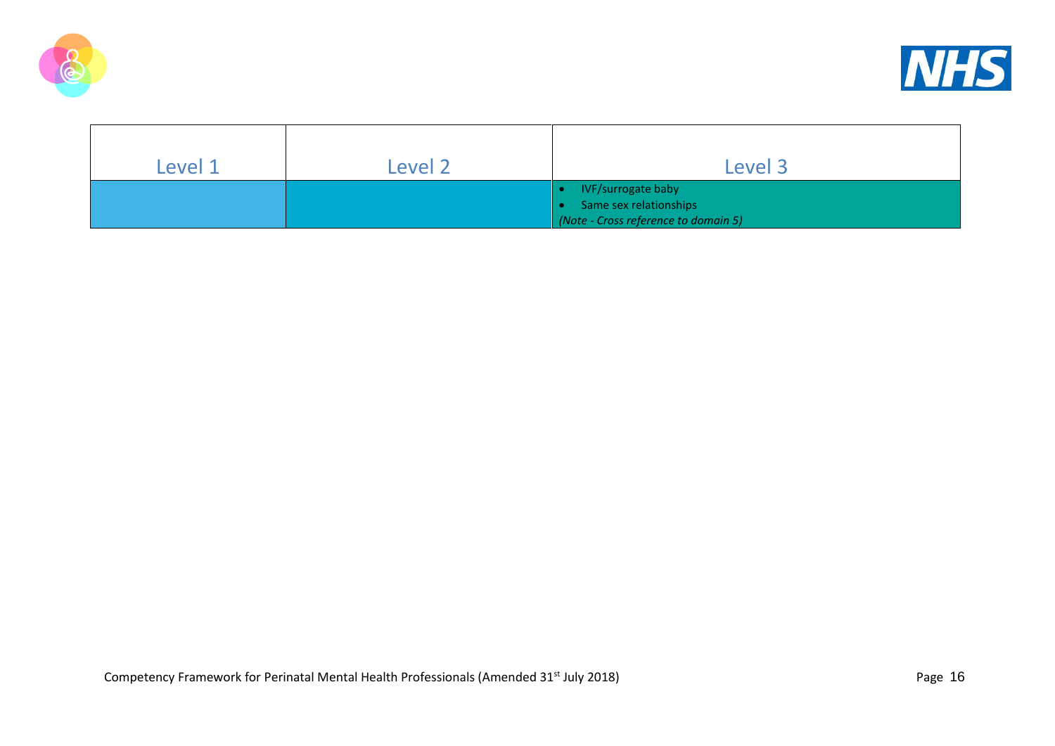| Level 1 | Level 2 | Level 3 |
|---|---|---|
| | | • IVF/surrogate baby<br>• Same sex relationships<br>*(Note - Cross reference to domain 5)* |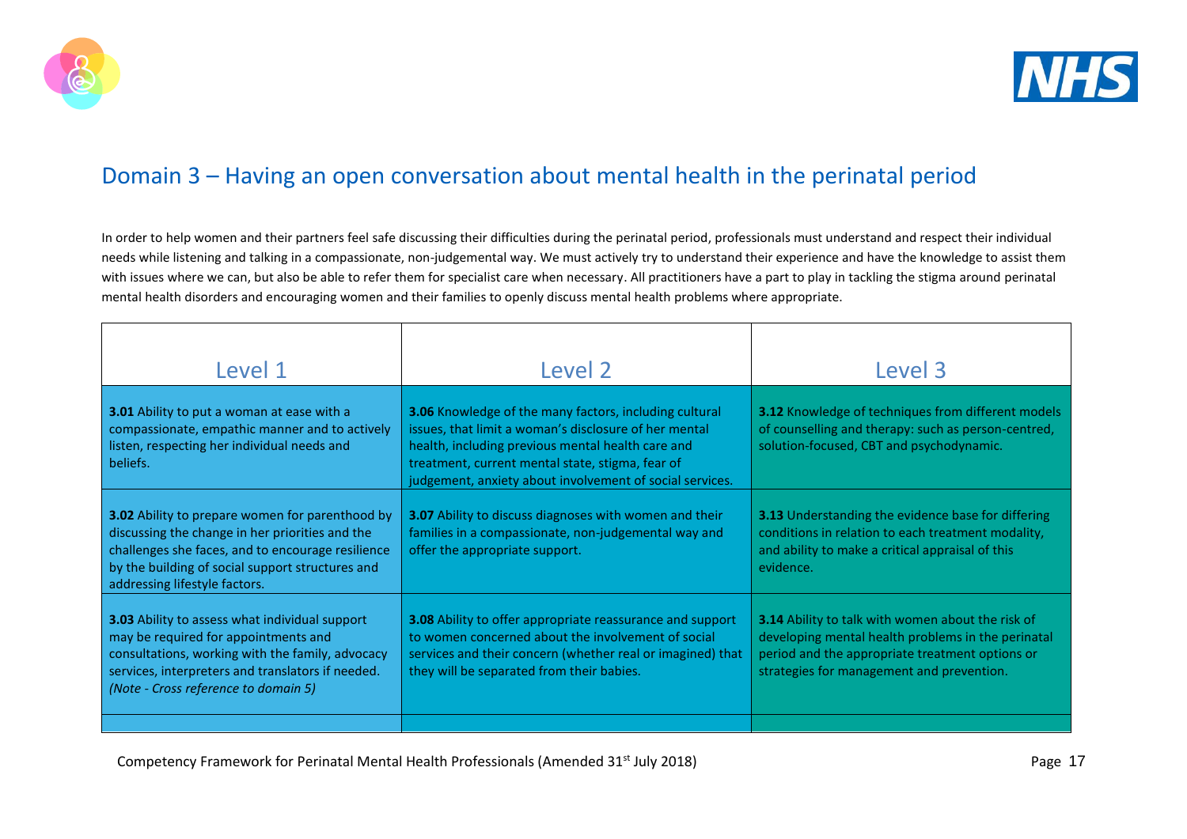## Domain 3 – Having an open conversation about mental health in the perinatal period

In order to help women and their partners feel safe discussing their difficulties during the perinatal period, professionals must understand and respect their individual needs while listening and talking in a compassionate, non-judgemental way. We must actively try to understand their experience and have the knowledge to assist them with issues where we can, but also be able to refer them for specialist care when necessary. All practitioners have a part to play in tackling the stigma around perinatal mental health disorders and encouraging women and their families to openly discuss mental health problems where appropriate.

| Level 1 | Level 2 | Level 3 |
|---|---|---|
| **3.01** Ability to put a woman at ease with a compassionate, empathic manner and to actively listen, respecting her individual needs and beliefs. | **3.06** Knowledge of the many factors, including cultural issues, that limit a woman's disclosure of her mental health, including previous mental health care and treatment, current mental state, stigma, fear of judgement, anxiety about involvement of social services. | **3.12** Knowledge of techniques from different models of counselling and therapy: such as person-centred, solution-focused, CBT and psychodynamic. |
| **3.02** Ability to prepare women for parenthood by discussing the change in her priorities and the challenges she faces, and to encourage resilience by the building of social support structures and addressing lifestyle factors. | **3.07** Ability to discuss diagnoses with women and their families in a compassionate, non-judgemental way and offer the appropriate support. | **3.13** Understanding the evidence base for differing conditions in relation to each treatment modality, and ability to make a critical appraisal of this evidence. |
| **3.03** Ability to assess what individual support may be required for appointments and consultations, working with the family, advocacy services, interpreters and translators if needed. *(Note - Cross reference to domain 5)* | **3.08** Ability to offer appropriate reassurance and support to women concerned about the involvement of social services and their concern (whether real or imagined) that they will be separated from their babies. | **3.14** Ability to talk with women about the risk of developing mental health problems in the perinatal period and the appropriate treatment options or strategies for management and prevention. |
| | | |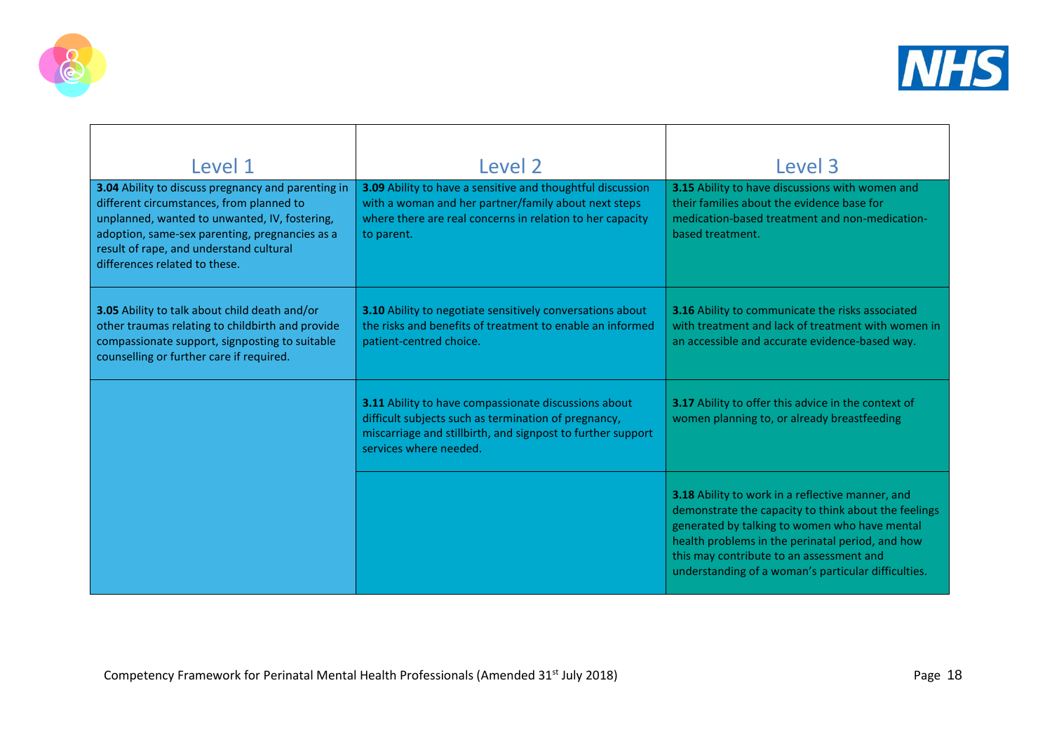| Level 1 | Level 2 | Level 3 |
|---|---|---|
| **3.04** Ability to discuss pregnancy and parenting in different circumstances, from planned to unplanned, wanted to unwanted, IV, fostering, adoption, same-sex parenting, pregnancies as a result of rape, and understand cultural differences related to these. | **3.09** Ability to have a sensitive and thoughtful discussion with a woman and her partner/family about next steps where there are real concerns in relation to her capacity to parent. | **3.15** Ability to have discussions with women and their families about the evidence base for medication-based treatment and non-medication-based treatment. |
| **3.05** Ability to talk about child death and/or other traumas relating to childbirth and provide compassionate support, signposting to suitable counselling or further care if required. | **3.10** Ability to negotiate sensitively conversations about the risks and benefits of treatment to enable an informed patient-centred choice. | **3.16** Ability to communicate the risks associated with treatment and lack of treatment with women in an accessible and accurate evidence-based way. |
| | **3.11** Ability to have compassionate discussions about difficult subjects such as termination of pregnancy, miscarriage and stillbirth, and signpost to further support services where needed. | **3.17** Ability to offer this advice in the context of women planning to, or already breastfeeding |
| | | **3.18** Ability to work in a reflective manner, and demonstrate the capacity to think about the feelings generated by talking to women who have mental health problems in the perinatal period, and how this may contribute to an assessment and understanding of a woman's particular difficulties. |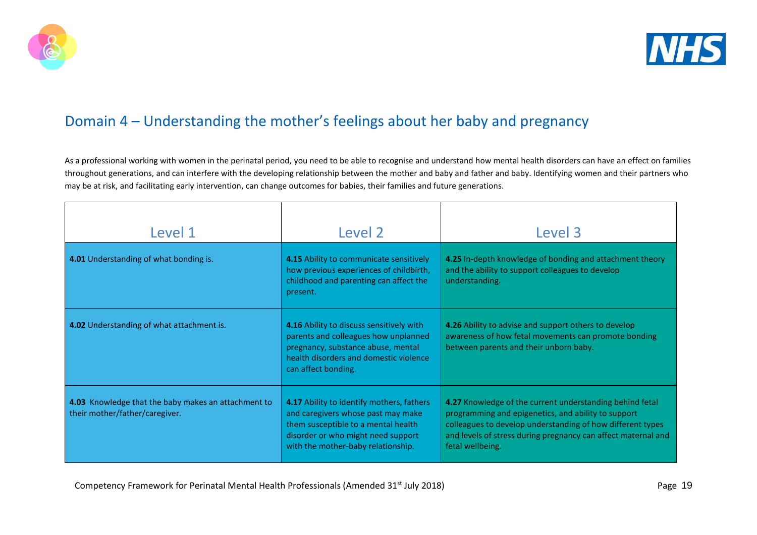## Domain 4 – Understanding the mother's feelings about her baby and pregnancy

As a professional working with women in the perinatal period, you need to be able to recognise and understand how mental health disorders can have an effect on families throughout generations, and can interfere with the developing relationship between the mother and baby and father and baby. Identifying women and their partners who may be at risk, and facilitating early intervention, can change outcomes for babies, their families and future generations.

| Level 1 | Level 2 | Level 3 |
| --- | --- | --- |
| **4.01** Understanding of what bonding is. | **4.15** Ability to communicate sensitively how previous experiences of childbirth, childhood and parenting can affect the present. | **4.25** In-depth knowledge of bonding and attachment theory and the ability to support colleagues to develop understanding. |
| **4.02** Understanding of what attachment is. | **4.16** Ability to discuss sensitively with parents and colleagues how unplanned pregnancy, substance abuse, mental health disorders and domestic violence can affect bonding. | **4.26** Ability to advise and support others to develop awareness of how fetal movements can promote bonding between parents and their unborn baby. |
| **4.03** Knowledge that the baby makes an attachment to their mother/father/caregiver. | **4.17** Ability to identify mothers, fathers and caregivers whose past may make them susceptible to a mental health disorder or who might need support with the mother-baby relationship. | **4.27** Knowledge of the current understanding behind fetal programming and epigenetics, and ability to support colleagues to develop understanding of how different types and levels of stress during pregnancy can affect maternal and fetal wellbeing. |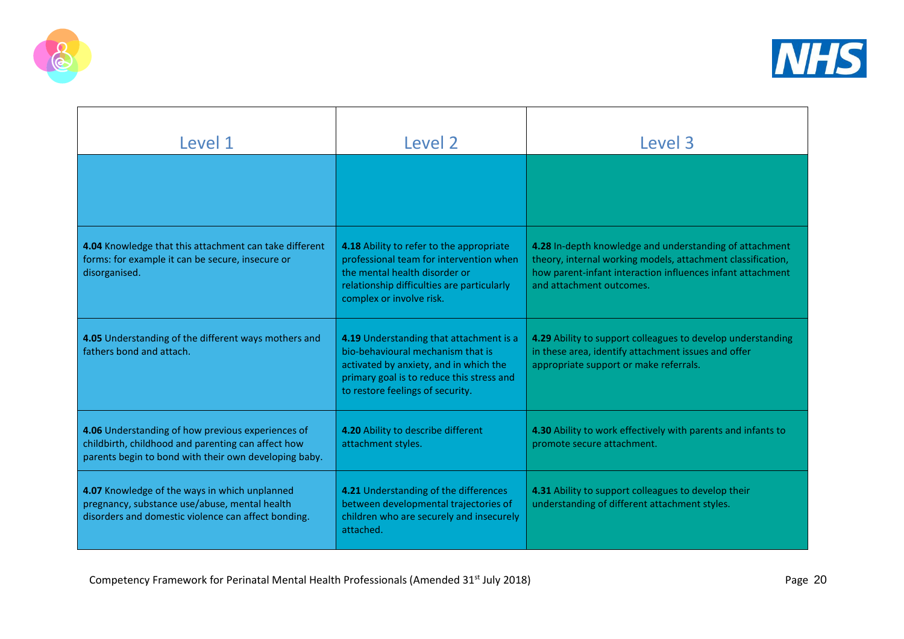| Level 1 | Level 2 | Level 3 |
|---|---|---|
| | | |
| **4.04** Knowledge that this attachment can take different forms: for example it can be secure, insecure or disorganised. | **4.18** Ability to refer to the appropriate professional team for intervention when the mental health disorder or relationship difficulties are particularly complex or involve risk. | **4.28** In-depth knowledge and understanding of attachment theory, internal working models, attachment classification, how parent-infant interaction influences infant attachment and attachment outcomes. |
| **4.05** Understanding of the different ways mothers and fathers bond and attach. | **4.19** Understanding that attachment is a bio-behavioural mechanism that is activated by anxiety, and in which the primary goal is to reduce this stress and to restore feelings of security. | **4.29** Ability to support colleagues to develop understanding in these area, identify attachment issues and offer appropriate support or make referrals. |
| **4.06** Understanding of how previous experiences of childbirth, childhood and parenting can affect how parents begin to bond with their own developing baby. | **4.20** Ability to describe different attachment styles. | **4.30** Ability to work effectively with parents and infants to promote secure attachment. |
| **4.07** Knowledge of the ways in which unplanned pregnancy, substance use/abuse, mental health disorders and domestic violence can affect bonding. | **4.21** Understanding of the differences between developmental trajectories of children who are securely and insecurely attached. | **4.31** Ability to support colleagues to develop their understanding of different attachment styles. |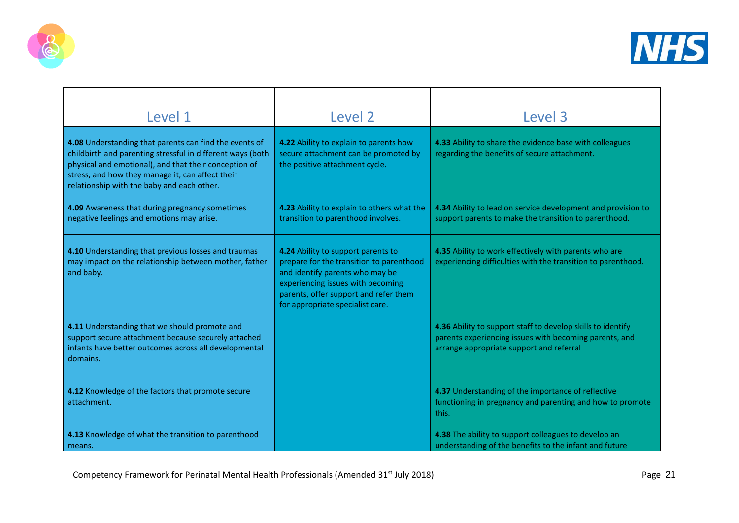| Level 1 | Level 2 | Level 3 |
|---|---|---|
| **4.08** Understanding that parents can find the events of childbirth and parenting stressful in different ways (both physical and emotional), and that their conception of stress, and how they manage it, can affect their relationship with the baby and each other. | **4.22** Ability to explain to parents how secure attachment can be promoted by the positive attachment cycle. | **4.33** Ability to share the evidence base with colleagues regarding the benefits of secure attachment. |
| **4.09** Awareness that during pregnancy sometimes negative feelings and emotions may arise. | **4.23** Ability to explain to others what the transition to parenthood involves. | **4.34** Ability to lead on service development and provision to support parents to make the transition to parenthood. |
| **4.10** Understanding that previous losses and traumas may impact on the relationship between mother, father and baby. | **4.24** Ability to support parents to prepare for the transition to parenthood and identify parents who may be experiencing issues with becoming parents, offer support and refer them for appropriate specialist care. | **4.35** Ability to work effectively with parents who are experiencing difficulties with the transition to parenthood. |
| **4.11** Understanding that we should promote and support secure attachment because securely attached infants have better outcomes across all developmental domains. | | **4.36** Ability to support staff to develop skills to identify parents experiencing issues with becoming parents, and arrange appropriate support and referral |
| **4.12** Knowledge of the factors that promote secure attachment. | | **4.37** Understanding of the importance of reflective functioning in pregnancy and parenting and how to promote this. |
| **4.13** Knowledge of what the transition to parenthood means. | | **4.38** The ability to support colleagues to develop an understanding of the benefits to the infant and future |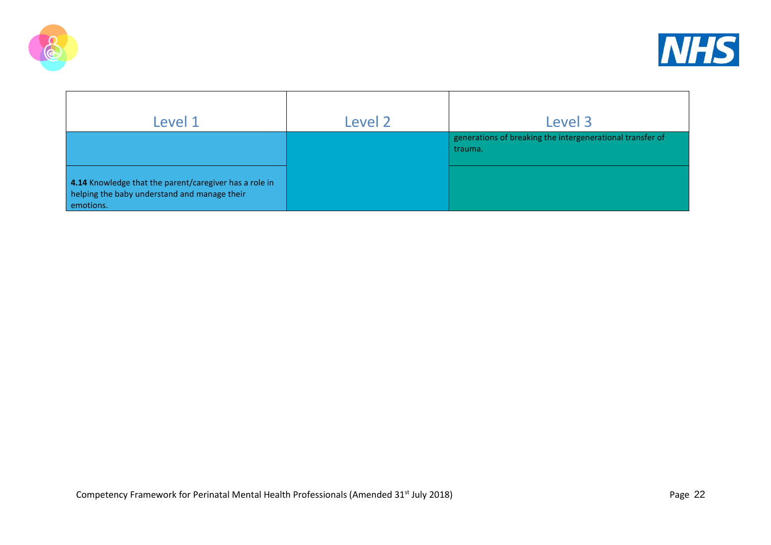| Level 1 | Level 2 | Level 3 |
|---|---|---|
| | | generations of breaking the intergenerational transfer of trauma. |
| **4.14** Knowledge that the parent/caregiver has a role in helping the baby understand and manage their emotions. | | |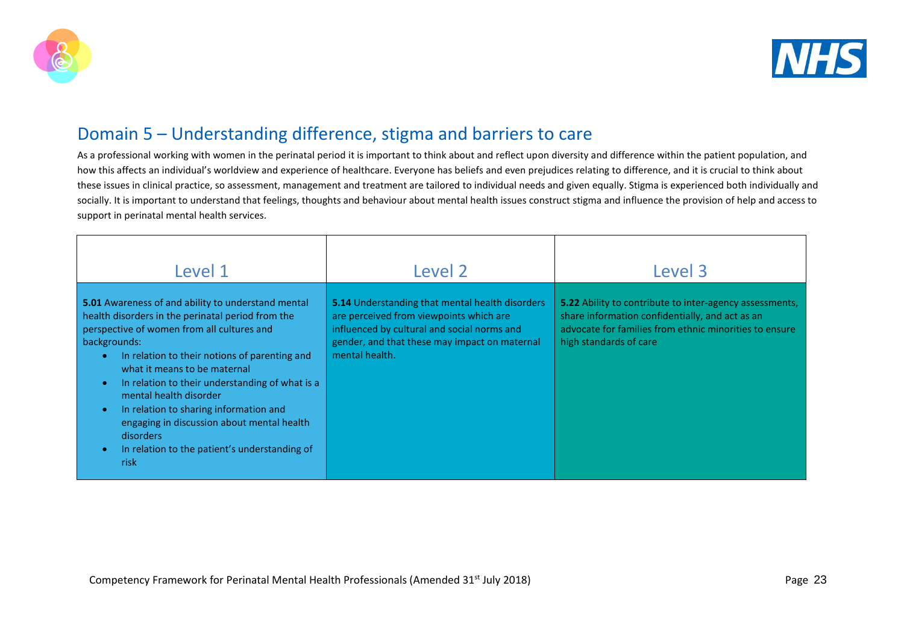## Domain 5 – Understanding difference, stigma and barriers to care

As a professional working with women in the perinatal period it is important to think about and reflect upon diversity and difference within the patient population, and how this affects an individual's worldview and experience of healthcare. Everyone has beliefs and even prejudices relating to difference, and it is crucial to think about these issues in clinical practice, so assessment, management and treatment are tailored to individual needs and given equally. Stigma is experienced both individually and socially. It is important to understand that feelings, thoughts and behaviour about mental health issues construct stigma and influence the provision of help and access to support in perinatal mental health services.

| Level 1 | Level 2 | Level 3 |
|---|---|---|
| **5.01** Awareness of and ability to understand mental health disorders in the perinatal period from the perspective of women from all cultures and backgrounds:<br>• In relation to their notions of parenting and what it means to be maternal<br>• In relation to their understanding of what is a mental health disorder<br>• In relation to sharing information and engaging in discussion about mental health disorders<br>• In relation to the patient's understanding of risk | **5.14** Understanding that mental health disorders are perceived from viewpoints which are influenced by cultural and social norms and gender, and that these may impact on maternal mental health. | **5.22** Ability to contribute to inter-agency assessments, share information confidentially, and act as an advocate for families from ethnic minorities to ensure high standards of care |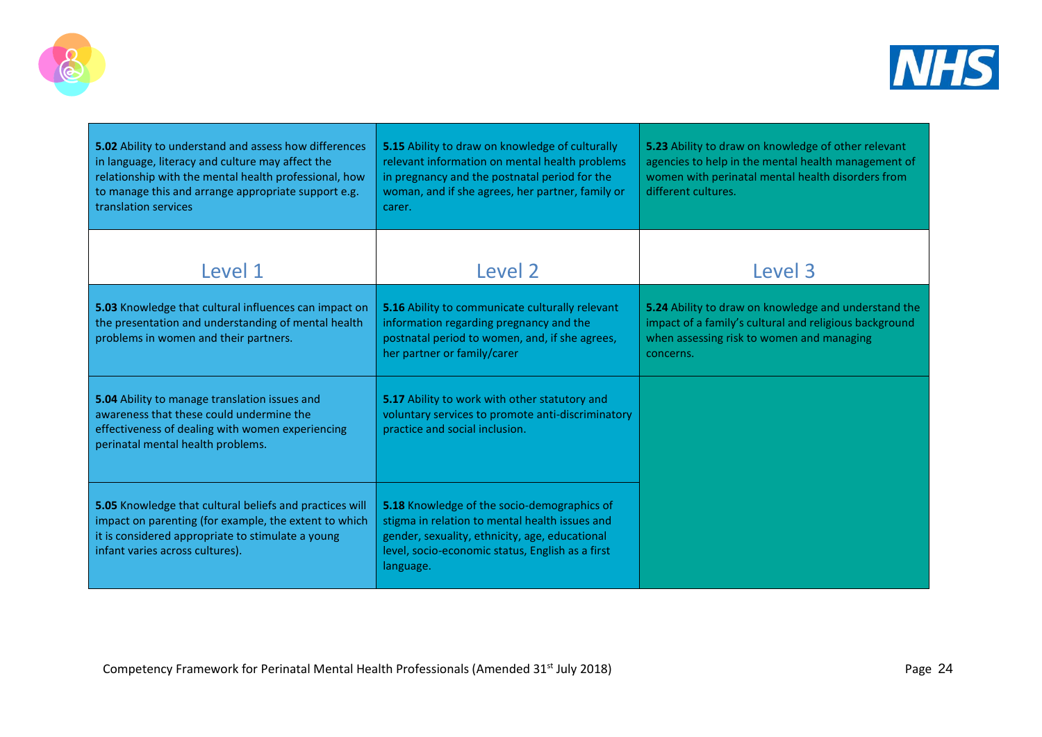| | | |
|---|---|---|
| **5.02** Ability to understand and assess how differences in language, literacy and culture may affect the relationship with the mental health professional, how to manage this and arrange appropriate support e.g. translation services | **5.15** Ability to draw on knowledge of culturally relevant information on mental health problems in pregnancy and the postnatal period for the woman, and if she agrees, her partner, family or carer. | **5.23** Ability to draw on knowledge of other relevant agencies to help in the mental health management of women with perinatal mental health disorders from different cultures. |
| Level 1 | Level 2 | Level 3 |
| **5.03** Knowledge that cultural influences can impact on the presentation and understanding of mental health problems in women and their partners. | **5.16** Ability to communicate culturally relevant information regarding pregnancy and the postnatal period to women, and, if she agrees, her partner or family/carer | **5.24** Ability to draw on knowledge and understand the impact of a family's cultural and religious background when assessing risk to women and managing concerns. |
| **5.04** Ability to manage translation issues and awareness that these could undermine the effectiveness of dealing with women experiencing perinatal mental health problems. | **5.17** Ability to work with other statutory and voluntary services to promote anti-discriminatory practice and social inclusion. | |
| **5.05** Knowledge that cultural beliefs and practices will impact on parenting (for example, the extent to which it is considered appropriate to stimulate a young infant varies across cultures). | **5.18** Knowledge of the socio-demographics of stigma in relation to mental health issues and gender, sexuality, ethnicity, age, educational level, socio-economic status, English as a first language. | |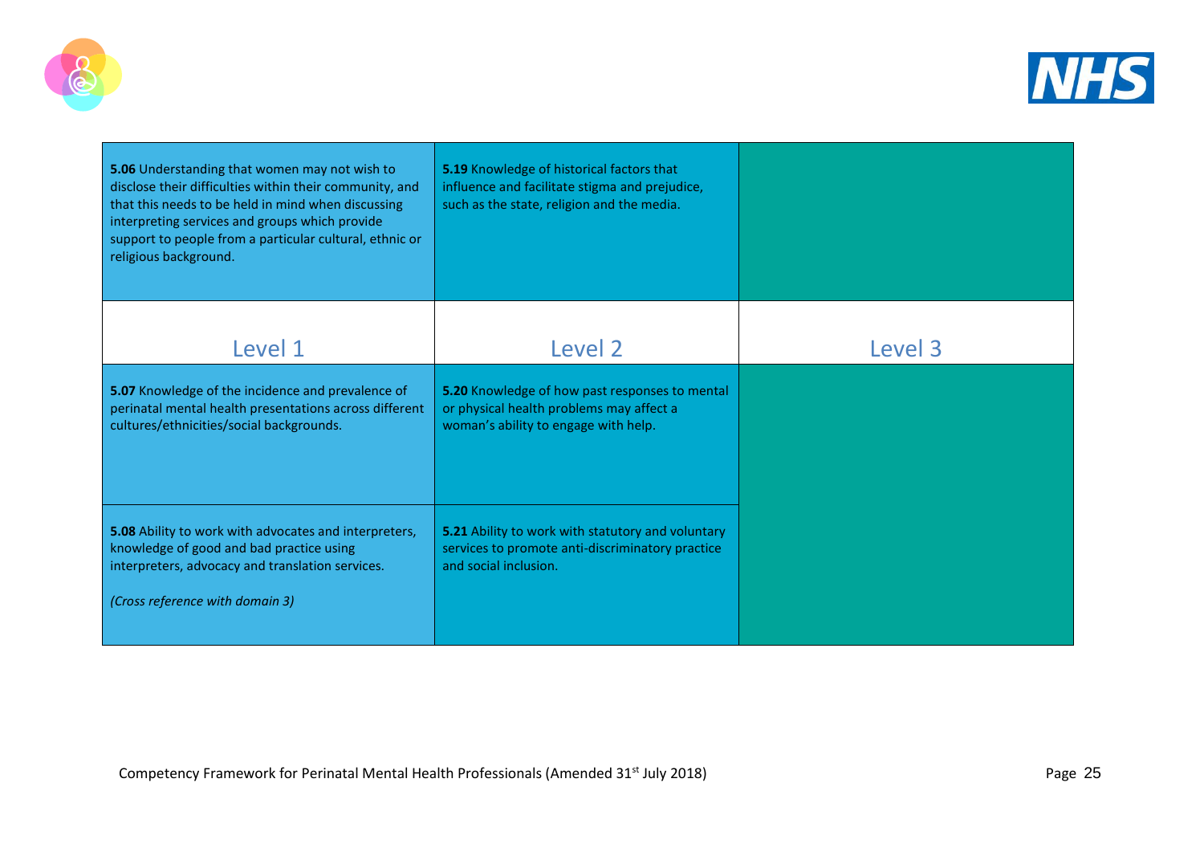| | | |
|---|---|---|
| **5.06** Understanding that women may not wish to disclose their difficulties within their community, and that this needs to be held in mind when discussing interpreting services and groups which provide support to people from a particular cultural, ethnic or religious background. | **5.19** Knowledge of historical factors that influence and facilitate stigma and prejudice, such as the state, religion and the media. | |
| Level 1 | Level 2 | Level 3 |
| **5.07** Knowledge of the incidence and prevalence of perinatal mental health presentations across different cultures/ethnicities/social backgrounds. | **5.20** Knowledge of how past responses to mental or physical health problems may affect a woman's ability to engage with help. | |
| **5.08** Ability to work with advocates and interpreters, knowledge of good and bad practice using interpreters, advocacy and translation services.<br><br>*(Cross reference with domain 3)* | **5.21** Ability to work with statutory and voluntary services to promote anti-discriminatory practice and social inclusion. | |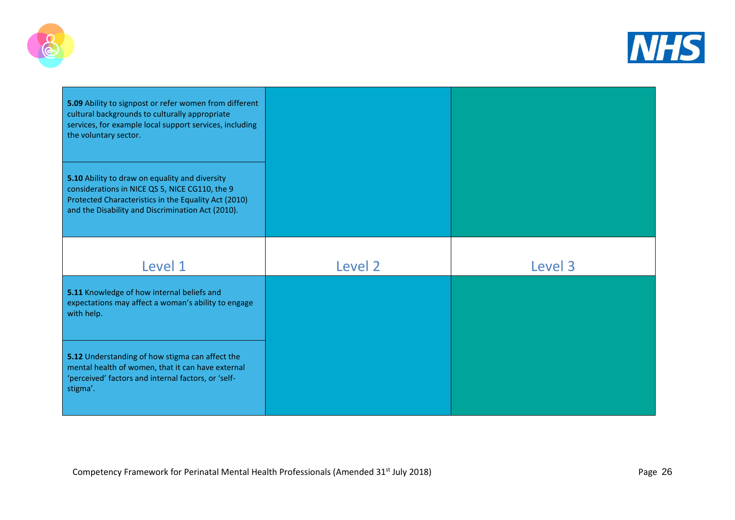| Level 1 | Level 2 | Level 3 |
|---|---|---|
| **5.09** Ability to signpost or refer women from different cultural backgrounds to culturally appropriate services, for example local support services, including the voluntary sector. | | |
| **5.10** Ability to draw on equality and diversity considerations in NICE QS 5, NICE CG110, the 9 Protected Characteristics in the Equality Act (2010) and the Disability and Discrimination Act (2010). | | |

| Level 1 | Level 2 | Level 3 |
|---|---|---|
| **5.11** Knowledge of how internal beliefs and expectations may affect a woman's ability to engage with help. | | |
| **5.12** Understanding of how stigma can affect the mental health of women, that it can have external 'perceived' factors and internal factors, or 'self-stigma'. | | |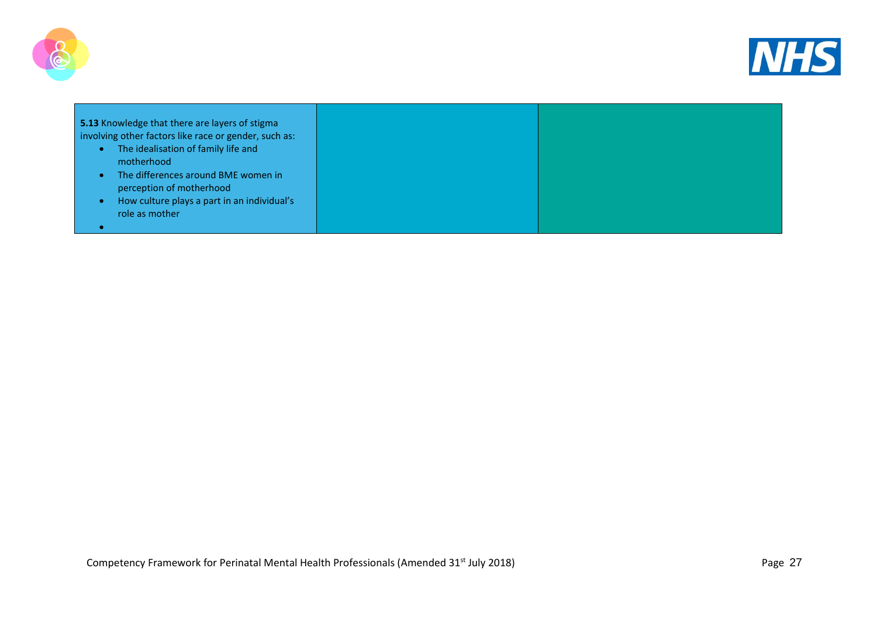| | | |
|---|---|---|
| **5.13** Knowledge that there are layers of stigma involving other factors like race or gender, such as: <br>• The idealisation of family life and motherhood <br>• The differences around BME women in perception of motherhood <br>• How culture plays a part in an individual's role as mother <br>• | | |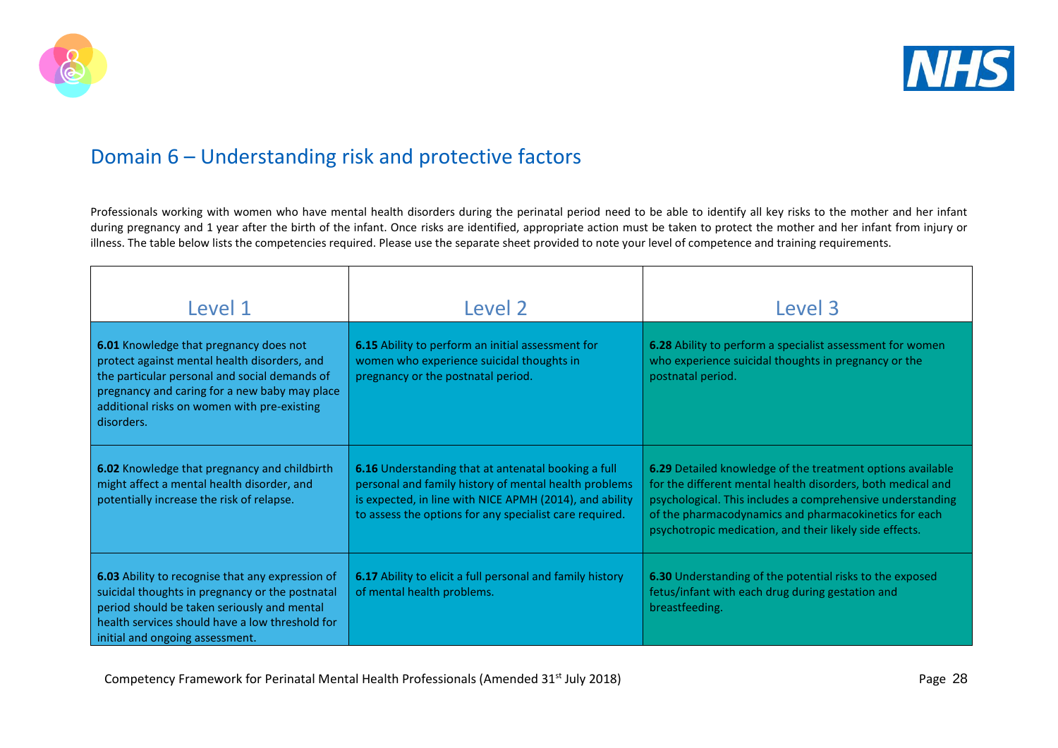## Domain 6 – Understanding risk and protective factors

Professionals working with women who have mental health disorders during the perinatal period need to be able to identify all key risks to the mother and her infant during pregnancy and 1 year after the birth of the infant. Once risks are identified, appropriate action must be taken to protect the mother and her infant from injury or illness. The table below lists the competencies required. Please use the separate sheet provided to note your level of competence and training requirements.

| Level 1 | Level 2 | Level 3 |
|---|---|---|
| **6.01** Knowledge that pregnancy does not protect against mental health disorders, and the particular personal and social demands of pregnancy and caring for a new baby may place additional risks on women with pre-existing disorders. | **6.15** Ability to perform an initial assessment for women who experience suicidal thoughts in pregnancy or the postnatal period. | **6.28** Ability to perform a specialist assessment for women who experience suicidal thoughts in pregnancy or the postnatal period. |
| **6.02** Knowledge that pregnancy and childbirth might affect a mental health disorder, and potentially increase the risk of relapse. | **6.16** Understanding that at antenatal booking a full personal and family history of mental health problems is expected, in line with NICE APMH (2014), and ability to assess the options for any specialist care required. | **6.29** Detailed knowledge of the treatment options available for the different mental health disorders, both medical and psychological. This includes a comprehensive understanding of the pharmacodynamics and pharmacokinetics for each psychotropic medication, and their likely side effects. |
| **6.03** Ability to recognise that any expression of suicidal thoughts in pregnancy or the postnatal period should be taken seriously and mental health services should have a low threshold for initial and ongoing assessment. | **6.17** Ability to elicit a full personal and family history of mental health problems. | **6.30** Understanding of the potential risks to the exposed fetus/infant with each drug during gestation and breastfeeding. |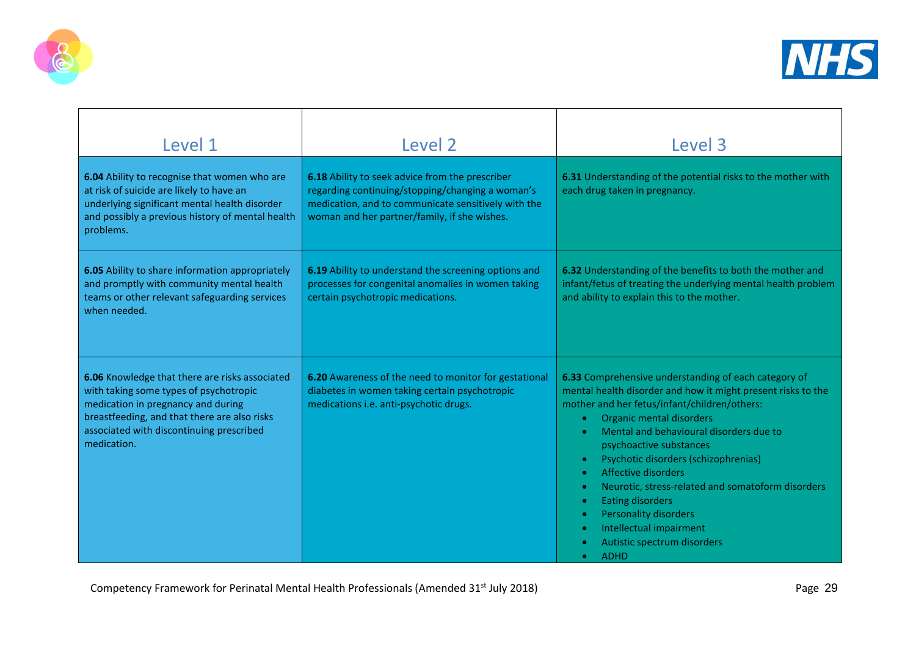| Level 1 | Level 2 | Level 3 |
|---|---|---|
| **6.04** Ability to recognise that women who are at risk of suicide are likely to have an underlying significant mental health disorder and possibly a previous history of mental health problems. | **6.18** Ability to seek advice from the prescriber regarding continuing/stopping/changing a woman's medication, and to communicate sensitively with the woman and her partner/family, if she wishes. | **6.31** Understanding of the potential risks to the mother with each drug taken in pregnancy. |
| **6.05** Ability to share information appropriately and promptly with community mental health teams or other relevant safeguarding services when needed. | **6.19** Ability to understand the screening options and processes for congenital anomalies in women taking certain psychotropic medications. | **6.32** Understanding of the benefits to both the mother and infant/fetus of treating the underlying mental health problem and ability to explain this to the mother. |
| **6.06** Knowledge that there are risks associated with taking some types of psychotropic medication in pregnancy and during breastfeeding, and that there are also risks associated with discontinuing prescribed medication. | **6.20** Awareness of the need to monitor for gestational diabetes in women taking certain psychotropic medications i.e. anti-psychotic drugs. | **6.33** Comprehensive understanding of each category of mental health disorder and how it might present risks to the mother and her fetus/infant/children/others:<br>• Organic mental disorders<br>• Mental and behavioural disorders due to psychoactive substances<br>• Psychotic disorders (schizophrenias)<br>• Affective disorders<br>• Neurotic, stress-related and somatoform disorders<br>• Eating disorders<br>• Personality disorders<br>• Intellectual impairment<br>• Autistic spectrum disorders<br>• ADHD |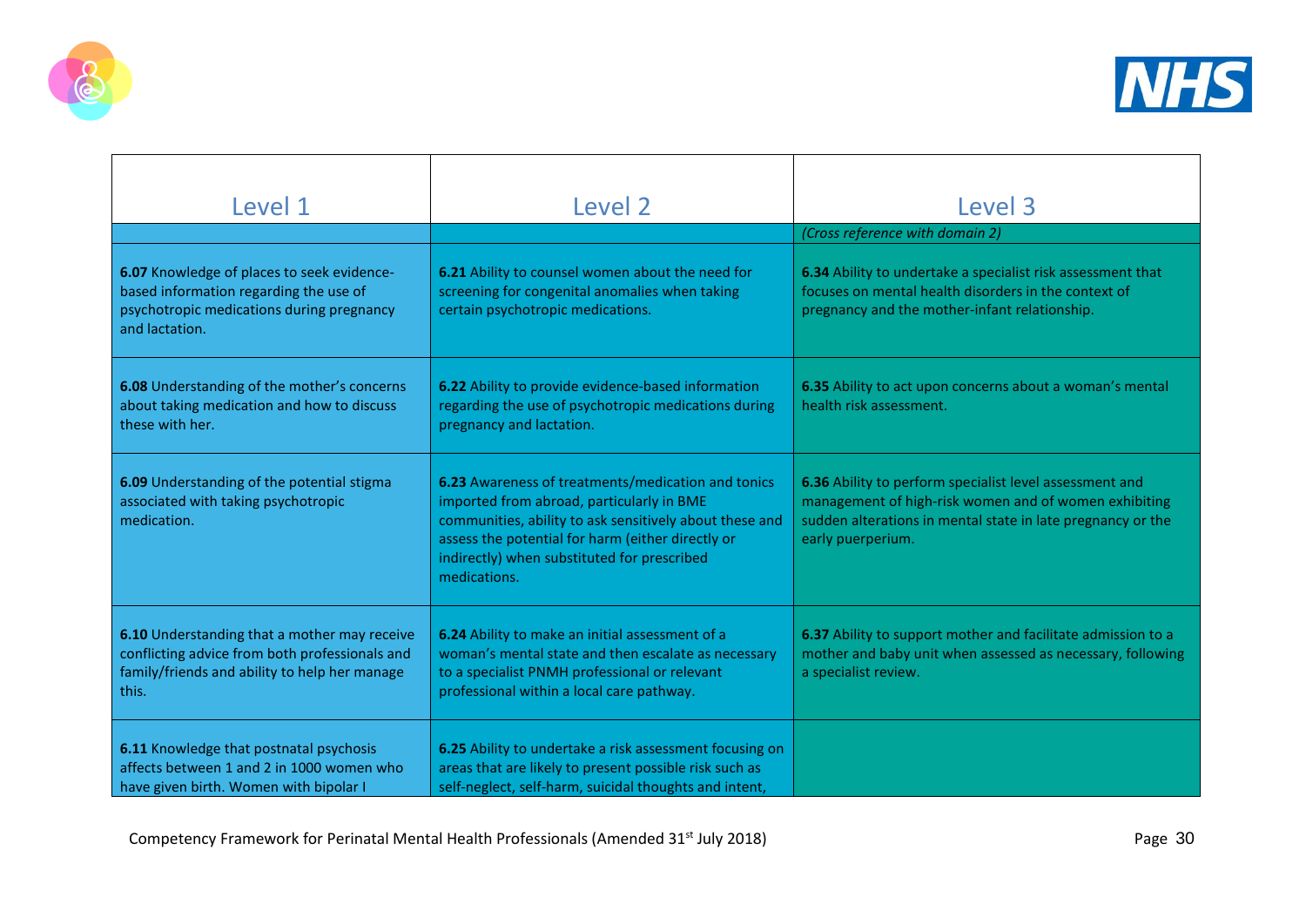| Level 1 | Level 2 | Level 3 |
|---|---|---|
| | | *(Cross reference with domain 2)* |
| **6.07** Knowledge of places to seek evidence-based information regarding the use of psychotropic medications during pregnancy and lactation. | **6.21** Ability to counsel women about the need for screening for congenital anomalies when taking certain psychotropic medications. | **6.34** Ability to undertake a specialist risk assessment that focuses on mental health disorders in the context of pregnancy and the mother-infant relationship. |
| **6.08** Understanding of the mother's concerns about taking medication and how to discuss these with her. | **6.22** Ability to provide evidence-based information regarding the use of psychotropic medications during pregnancy and lactation. | **6.35** Ability to act upon concerns about a woman's mental health risk assessment. |
| **6.09** Understanding of the potential stigma associated with taking psychotropic medication. | **6.23** Awareness of treatments/medication and tonics imported from abroad, particularly in BME communities, ability to ask sensitively about these and assess the potential for harm (either directly or indirectly) when substituted for prescribed medications. | **6.36** Ability to perform specialist level assessment and management of high-risk women and of women exhibiting sudden alterations in mental state in late pregnancy or the early puerperium. |
| **6.10** Understanding that a mother may receive conflicting advice from both professionals and family/friends and ability to help her manage this. | **6.24** Ability to make an initial assessment of a woman's mental state and then escalate as necessary to a specialist PNMH professional or relevant professional within a local care pathway. | **6.37** Ability to support mother and facilitate admission to a mother and baby unit when assessed as necessary, following a specialist review. |
| **6.11** Knowledge that postnatal psychosis affects between 1 and 2 in 1000 women who have given birth. Women with bipolar I | **6.25** Ability to undertake a risk assessment focusing on areas that are likely to present possible risk such as self-neglect, self-harm, suicidal thoughts and intent, | |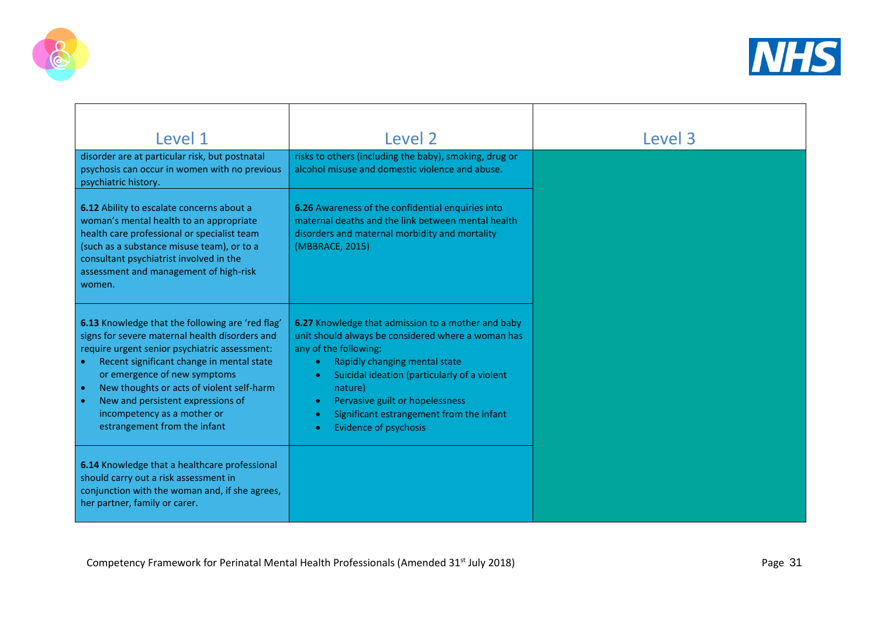| Level 1 | Level 2 | Level 3 |
|---|---|---|
| disorder are at particular risk, but postnatal psychosis can occur in women with no previous psychiatric history. | risks to others (including the baby), smoking, drug or alcohol misuse and domestic violence and abuse. | |
| **6.12** Ability to escalate concerns about a woman's mental health to an appropriate health care professional or specialist team (such as a substance misuse team), or to a consultant psychiatrist involved in the assessment and management of high-risk women. | **6.26** Awareness of the confidential enquiries into maternal deaths and the link between mental health disorders and maternal morbidity and mortality (MBBRACE, 2015) | |
| **6.13** Knowledge that the following are 'red flag' signs for severe maternal health disorders and require urgent senior psychiatric assessment: <br>• Recent significant change in mental state or emergence of new symptoms <br>• New thoughts or acts of violent self-harm <br>• New and persistent expressions of incompetency as a mother or estrangement from the infant | **6.27** Knowledge that admission to a mother and baby unit should always be considered where a woman has any of the following: <br>• Rapidly changing mental state <br>• Suicidal ideation (particularly of a violent nature) <br>• Pervasive guilt or hopelessness <br>• Significant estrangement from the infant <br>• Evidence of psychosis | |
| **6.14** Knowledge that a healthcare professional should carry out a risk assessment in conjunction with the woman and, if she agrees, her partner, family or carer. | | |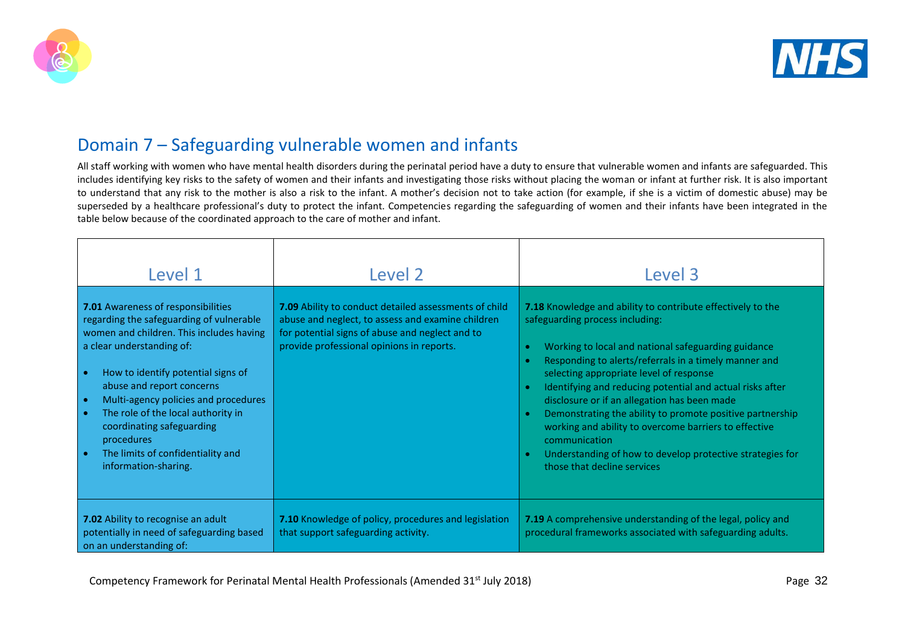## Domain 7 – Safeguarding vulnerable women and infants

All staff working with women who have mental health disorders during the perinatal period have a duty to ensure that vulnerable women and infants are safeguarded. This includes identifying key risks to the safety of women and their infants and investigating those risks without placing the woman or infant at further risk. It is also important to understand that any risk to the mother is also a risk to the infant. A mother's decision not to take action (for example, if she is a victim of domestic abuse) may be superseded by a healthcare professional's duty to protect the infant. Competencies regarding the safeguarding of women and their infants have been integrated in the table below because of the coordinated approach to the care of mother and infant.

| Level 1 | Level 2 | Level 3 |
|---|---|---|
| **7.01** Awareness of responsibilities regarding the safeguarding of vulnerable women and children. This includes having a clear understanding of:<br>• How to identify potential signs of abuse and report concerns<br>• Multi-agency policies and procedures<br>• The role of the local authority in coordinating safeguarding procedures<br>• The limits of confidentiality and information-sharing. | **7.09** Ability to conduct detailed assessments of child abuse and neglect, to assess and examine children for potential signs of abuse and neglect and to provide professional opinions in reports. | **7.18** Knowledge and ability to contribute effectively to the safeguarding process including:<br>• Working to local and national safeguarding guidance<br>• Responding to alerts/referrals in a timely manner and selecting appropriate level of response<br>• Identifying and reducing potential and actual risks after disclosure or if an allegation has been made<br>• Demonstrating the ability to promote positive partnership working and ability to overcome barriers to effective communication<br>• Understanding of how to develop protective strategies for those that decline services |
| **7.02** Ability to recognise an adult potentially in need of safeguarding based on an understanding of: | **7.10** Knowledge of policy, procedures and legislation that support safeguarding activity. | **7.19** A comprehensive understanding of the legal, policy and procedural frameworks associated with safeguarding adults. |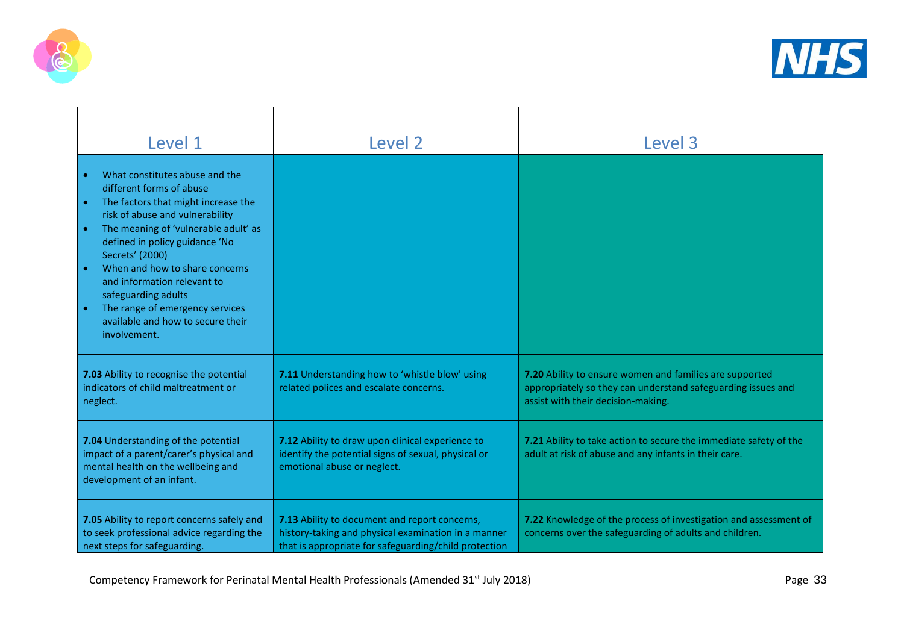| Level 1 | Level 2 | Level 3 |
|---|---|---|
| • What constitutes abuse and the different forms of abuse<br>• The factors that might increase the risk of abuse and vulnerability<br>• The meaning of 'vulnerable adult' as defined in policy guidance 'No Secrets' (2000)<br>• When and how to share concerns and information relevant to safeguarding adults<br>• The range of emergency services available and how to secure their involvement. | | |
| **7.03** Ability to recognise the potential indicators of child maltreatment or neglect. | **7.11** Understanding how to 'whistle blow' using related polices and escalate concerns. | **7.20** Ability to ensure women and families are supported appropriately so they can understand safeguarding issues and assist with their decision-making. |
| **7.04** Understanding of the potential impact of a parent/carer's physical and mental health on the wellbeing and development of an infant. | **7.12** Ability to draw upon clinical experience to identify the potential signs of sexual, physical or emotional abuse or neglect. | **7.21** Ability to take action to secure the immediate safety of the adult at risk of abuse and any infants in their care. |
| **7.05** Ability to report concerns safely and to seek professional advice regarding the next steps for safeguarding. | **7.13** Ability to document and report concerns, history-taking and physical examination in a manner that is appropriate for safeguarding/child protection | **7.22** Knowledge of the process of investigation and assessment of concerns over the safeguarding of adults and children. |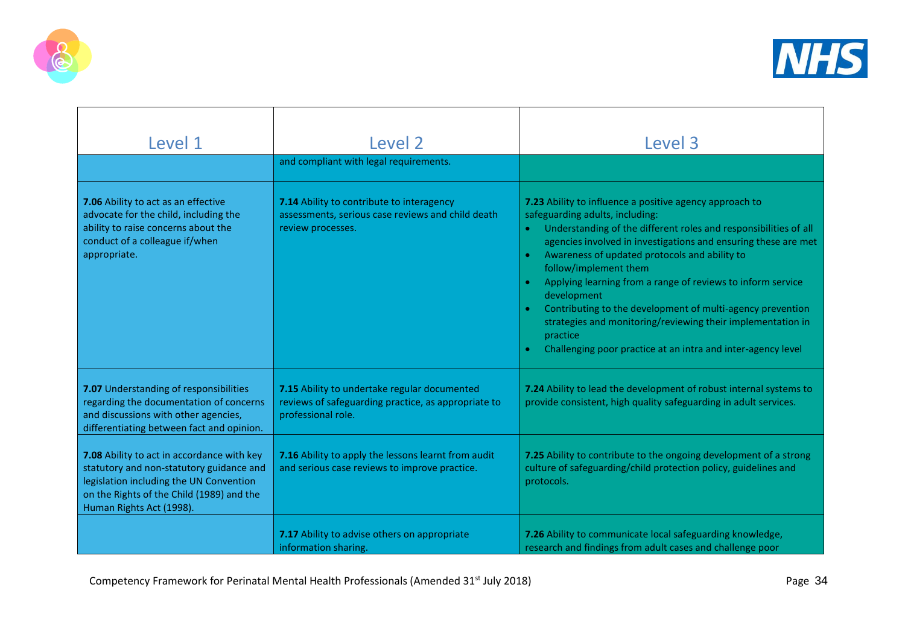| Level 1 | Level 2 | Level 3 |
|---|---|---|
| | and compliant with legal requirements. | |
| **7.06** Ability to act as an effective advocate for the child, including the ability to raise concerns about the conduct of a colleague if/when appropriate. | **7.14** Ability to contribute to interagency assessments, serious case reviews and child death review processes. | **7.23** Ability to influence a positive agency approach to safeguarding adults, including:<br>• Understanding of the different roles and responsibilities of all agencies involved in investigations and ensuring these are met<br>• Awareness of updated protocols and ability to follow/implement them<br>• Applying learning from a range of reviews to inform service development<br>• Contributing to the development of multi-agency prevention strategies and monitoring/reviewing their implementation in practice<br>• Challenging poor practice at an intra and inter-agency level |
| **7.07** Understanding of responsibilities regarding the documentation of concerns and discussions with other agencies, differentiating between fact and opinion. | **7.15** Ability to undertake regular documented reviews of safeguarding practice, as appropriate to professional role. | **7.24** Ability to lead the development of robust internal systems to provide consistent, high quality safeguarding in adult services. |
| **7.08** Ability to act in accordance with key statutory and non-statutory guidance and legislation including the UN Convention on the Rights of the Child (1989) and the Human Rights Act (1998). | **7.16** Ability to apply the lessons learnt from audit and serious case reviews to improve practice. | **7.25** Ability to contribute to the ongoing development of a strong culture of safeguarding/child protection policy, guidelines and protocols. |
| | **7.17** Ability to advise others on appropriate information sharing. | **7.26** Ability to communicate local safeguarding knowledge, research and findings from adult cases and challenge poor |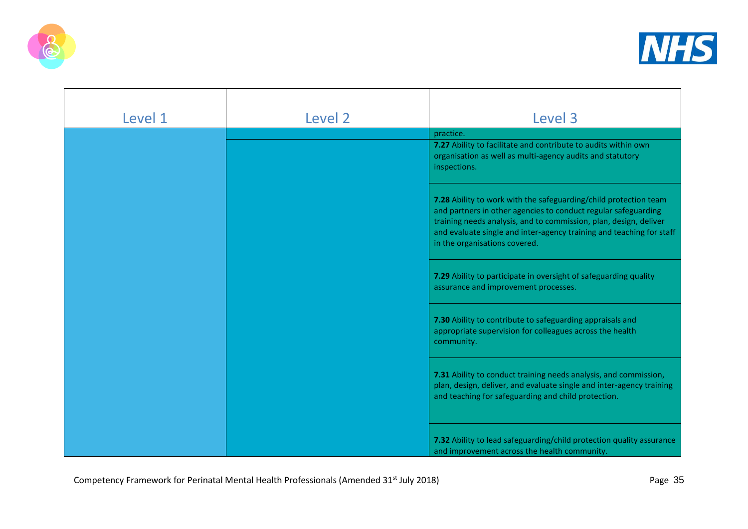| Level 1 | Level 2 | Level 3 |
|---|---|---|
| | | practice. |
| | | **7.27** Ability to facilitate and contribute to audits within own organisation as well as multi-agency audits and statutory inspections. |
| | | **7.28** Ability to work with the safeguarding/child protection team and partners in other agencies to conduct regular safeguarding training needs analysis, and to commission, plan, design, deliver and evaluate single and inter-agency training and teaching for staff in the organisations covered. |
| | | **7.29** Ability to participate in oversight of safeguarding quality assurance and improvement processes. |
| | | **7.30** Ability to contribute to safeguarding appraisals and appropriate supervision for colleagues across the health community. |
| | | **7.31** Ability to conduct training needs analysis, and commission, plan, design, deliver, and evaluate single and inter-agency training and teaching for safeguarding and child protection. |
| | | **7.32** Ability to lead safeguarding/child protection quality assurance and improvement across the health community. |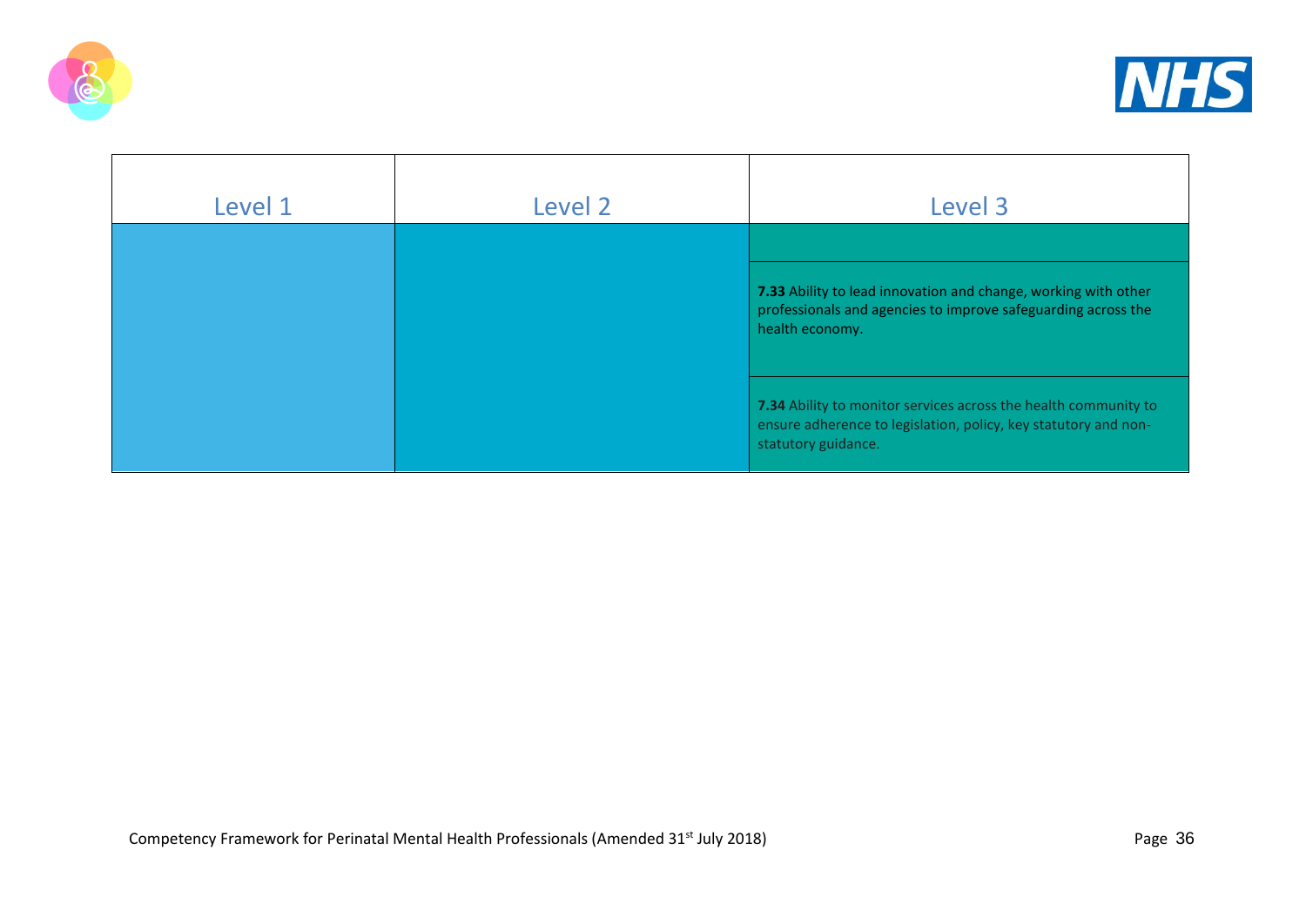| Level 1 | Level 2 | Level 3 |
|---|---|---|
| | | |
| | | **7.33** Ability to lead innovation and change, working with other professionals and agencies to improve safeguarding across the health economy. |
| | | **7.34** Ability to monitor services across the health community to ensure adherence to legislation, policy, key statutory and non-statutory guidance. |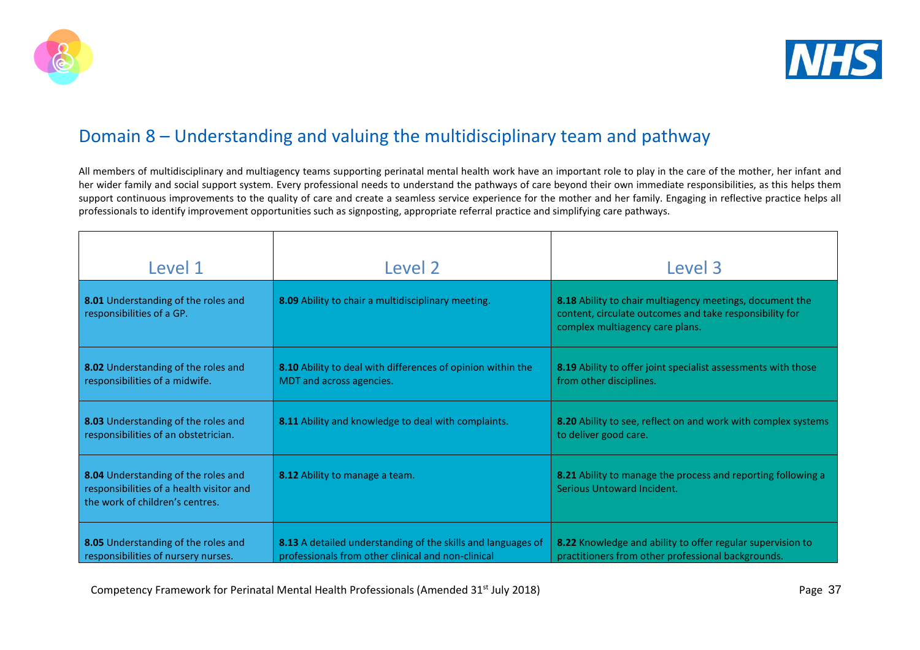## Domain 8 – Understanding and valuing the multidisciplinary team and pathway

All members of multidisciplinary and multiagency teams supporting perinatal mental health work have an important role to play in the care of the mother, her infant and her wider family and social support system. Every professional needs to understand the pathways of care beyond their own immediate responsibilities, as this helps them support continuous improvements to the quality of care and create a seamless service experience for the mother and her family. Engaging in reflective practice helps all professionals to identify improvement opportunities such as signposting, appropriate referral practice and simplifying care pathways.

| Level 1 | Level 2 | Level 3 |
|---|---|---|
| **8.01** Understanding of the roles and responsibilities of a GP. | **8.09** Ability to chair a multidisciplinary meeting. | **8.18** Ability to chair multiagency meetings, document the content, circulate outcomes and take responsibility for complex multiagency care plans. |
| **8.02** Understanding of the roles and responsibilities of a midwife. | **8.10** Ability to deal with differences of opinion within the MDT and across agencies. | **8.19** Ability to offer joint specialist assessments with those from other disciplines. |
| **8.03** Understanding of the roles and responsibilities of an obstetrician. | **8.11** Ability and knowledge to deal with complaints. | **8.20** Ability to see, reflect on and work with complex systems to deliver good care. |
| **8.04** Understanding of the roles and responsibilities of a health visitor and the work of children's centres. | **8.12** Ability to manage a team. | **8.21** Ability to manage the process and reporting following a Serious Untoward Incident. |
| **8.05** Understanding of the roles and responsibilities of nursery nurses. | **8.13** A detailed understanding of the skills and languages of professionals from other clinical and non-clinical | **8.22** Knowledge and ability to offer regular supervision to practitioners from other professional backgrounds. |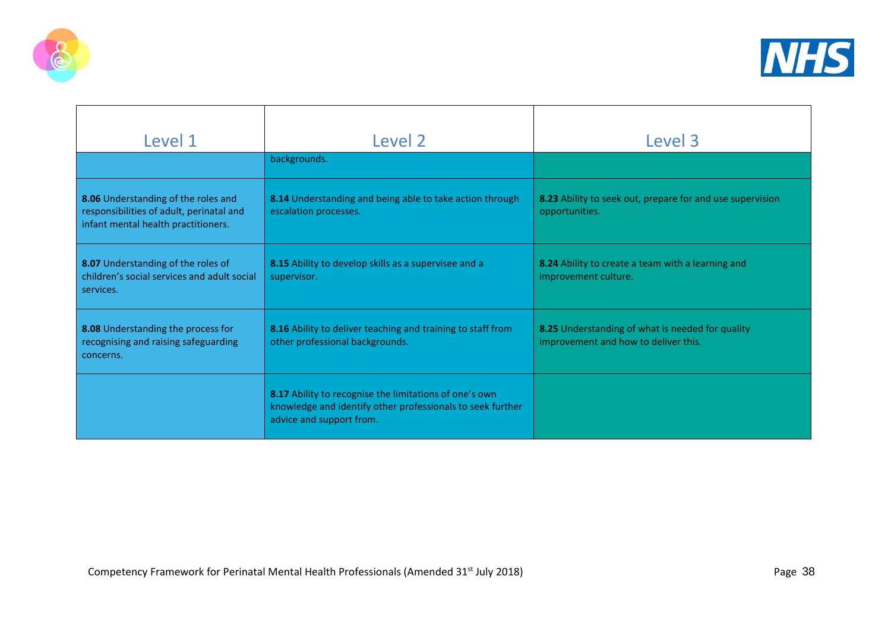| Level 1 | Level 2 | Level 3 |
|---|---|---|
| | backgrounds. | |
| **8.06** Understanding of the roles and responsibilities of adult, perinatal and infant mental health practitioners. | **8.14** Understanding and being able to take action through escalation processes. | **8.23** Ability to seek out, prepare for and use supervision opportunities. |
| **8.07** Understanding of the roles of children's social services and adult social services. | **8.15** Ability to develop skills as a supervisee and a supervisor. | **8.24** Ability to create a team with a learning and improvement culture. |
| **8.08** Understanding the process for recognising and raising safeguarding concerns. | **8.16** Ability to deliver teaching and training to staff from other professional backgrounds. | **8.25** Understanding of what is needed for quality improvement and how to deliver this. |
| | **8.17** Ability to recognise the limitations of one's own knowledge and identify other professionals to seek further advice and support from. | |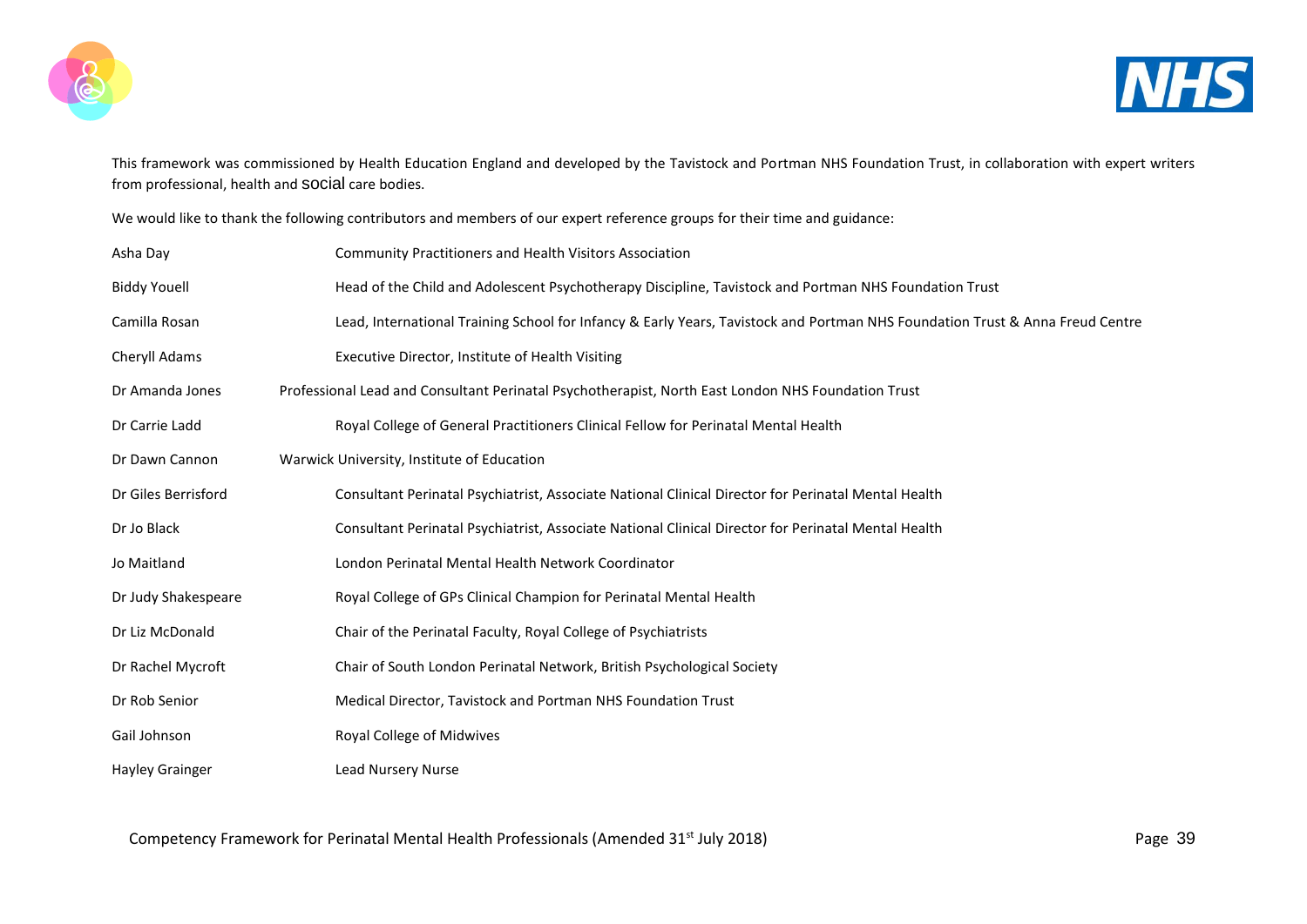This framework was commissioned by Health Education England and developed by the Tavistock and Portman NHS Foundation Trust, in collaboration with expert writers from professional, health and social care bodies.

We would like to thank the following contributors and members of our expert reference groups for their time and guidance:

| | |
|---|---|
| Asha Day | Community Practitioners and Health Visitors Association |
| Biddy Youell | Head of the Child and Adolescent Psychotherapy Discipline, Tavistock and Portman NHS Foundation Trust |
| Camilla Rosan | Lead, International Training School for Infancy & Early Years, Tavistock and Portman NHS Foundation Trust & Anna Freud Centre |
| Cheryll Adams | Executive Director, Institute of Health Visiting |
| Dr Amanda Jones | Professional Lead and Consultant Perinatal Psychotherapist, North East London NHS Foundation Trust |
| Dr Carrie Ladd | Royal College of General Practitioners Clinical Fellow for Perinatal Mental Health |
| Dr Dawn Cannon | Warwick University, Institute of Education |
| Dr Giles Berrisford | Consultant Perinatal Psychiatrist, Associate National Clinical Director for Perinatal Mental Health |
| Dr Jo Black | Consultant Perinatal Psychiatrist, Associate National Clinical Director for Perinatal Mental Health |
| Jo Maitland | London Perinatal Mental Health Network Coordinator |
| Dr Judy Shakespeare | Royal College of GPs Clinical Champion for Perinatal Mental Health |
| Dr Liz McDonald | Chair of the Perinatal Faculty, Royal College of Psychiatrists |
| Dr Rachel Mycroft | Chair of South London Perinatal Network, British Psychological Society |
| Dr Rob Senior | Medical Director, Tavistock and Portman NHS Foundation Trust |
| Gail Johnson | Royal College of Midwives |
| Hayley Grainger | Lead Nursery Nurse |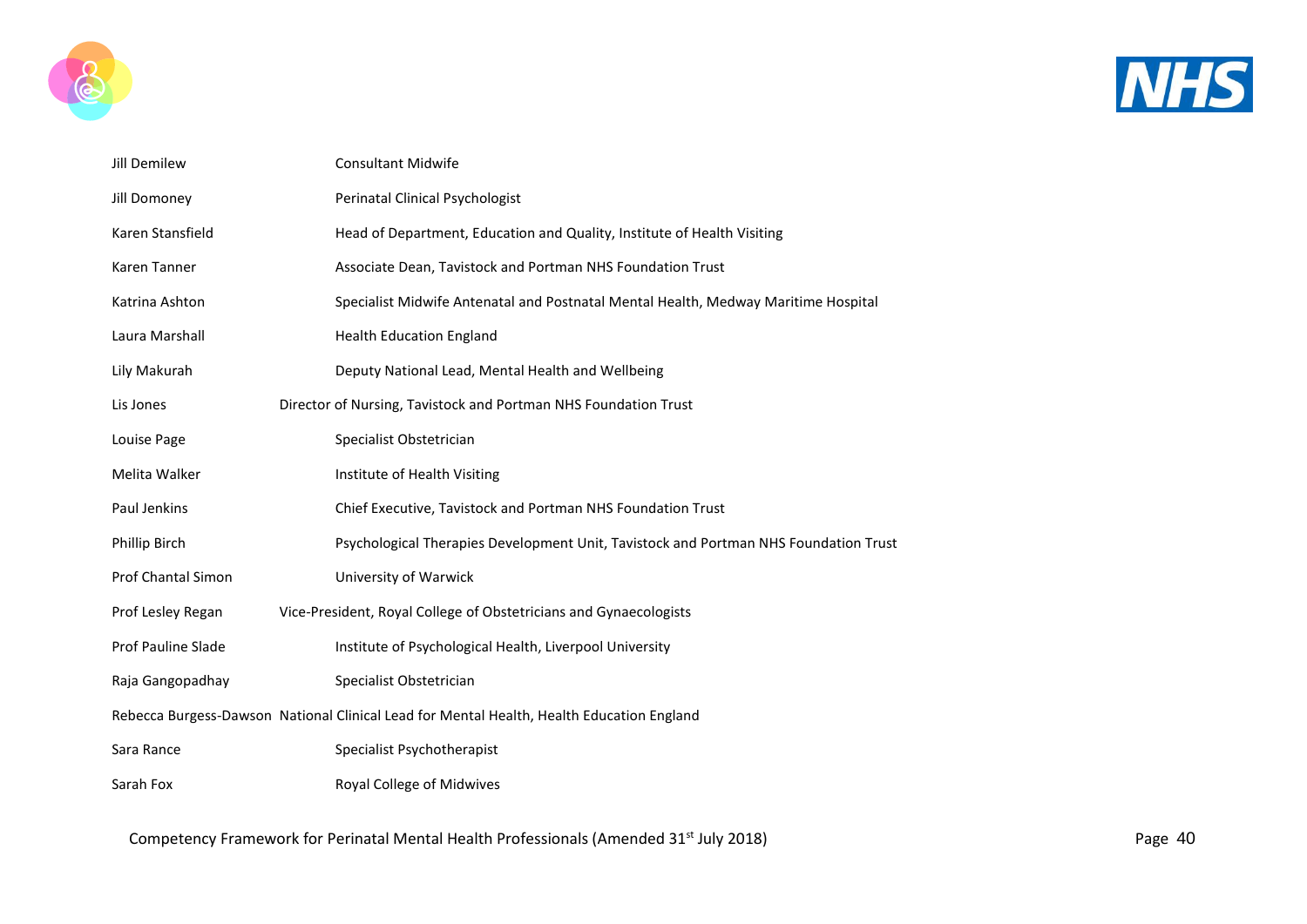| | |
|---|---|
| Jill Demilew | Consultant Midwife |
| Jill Domoney | Perinatal Clinical Psychologist |
| Karen Stansfield | Head of Department, Education and Quality, Institute of Health Visiting |
| Karen Tanner | Associate Dean, Tavistock and Portman NHS Foundation Trust |
| Katrina Ashton | Specialist Midwife Antenatal and Postnatal Mental Health, Medway Maritime Hospital |
| Laura Marshall | Health Education England |
| Lily Makurah | Deputy National Lead, Mental Health and Wellbeing |
| Lis Jones | Director of Nursing, Tavistock and Portman NHS Foundation Trust |
| Louise Page | Specialist Obstetrician |
| Melita Walker | Institute of Health Visiting |
| Paul Jenkins | Chief Executive, Tavistock and Portman NHS Foundation Trust |
| Phillip Birch | Psychological Therapies Development Unit, Tavistock and Portman NHS Foundation Trust |
| Prof Chantal Simon | University of Warwick |
| Prof Lesley Regan | Vice-President, Royal College of Obstetricians and Gynaecologists |
| Prof Pauline Slade | Institute of Psychological Health, Liverpool University |
| Raja Gangopadhay | Specialist Obstetrician |
| Rebecca Burgess-Dawson | National Clinical Lead for Mental Health, Health Education England |
| Sara Rance | Specialist Psychotherapist |
| Sarah Fox | Royal College of Midwives |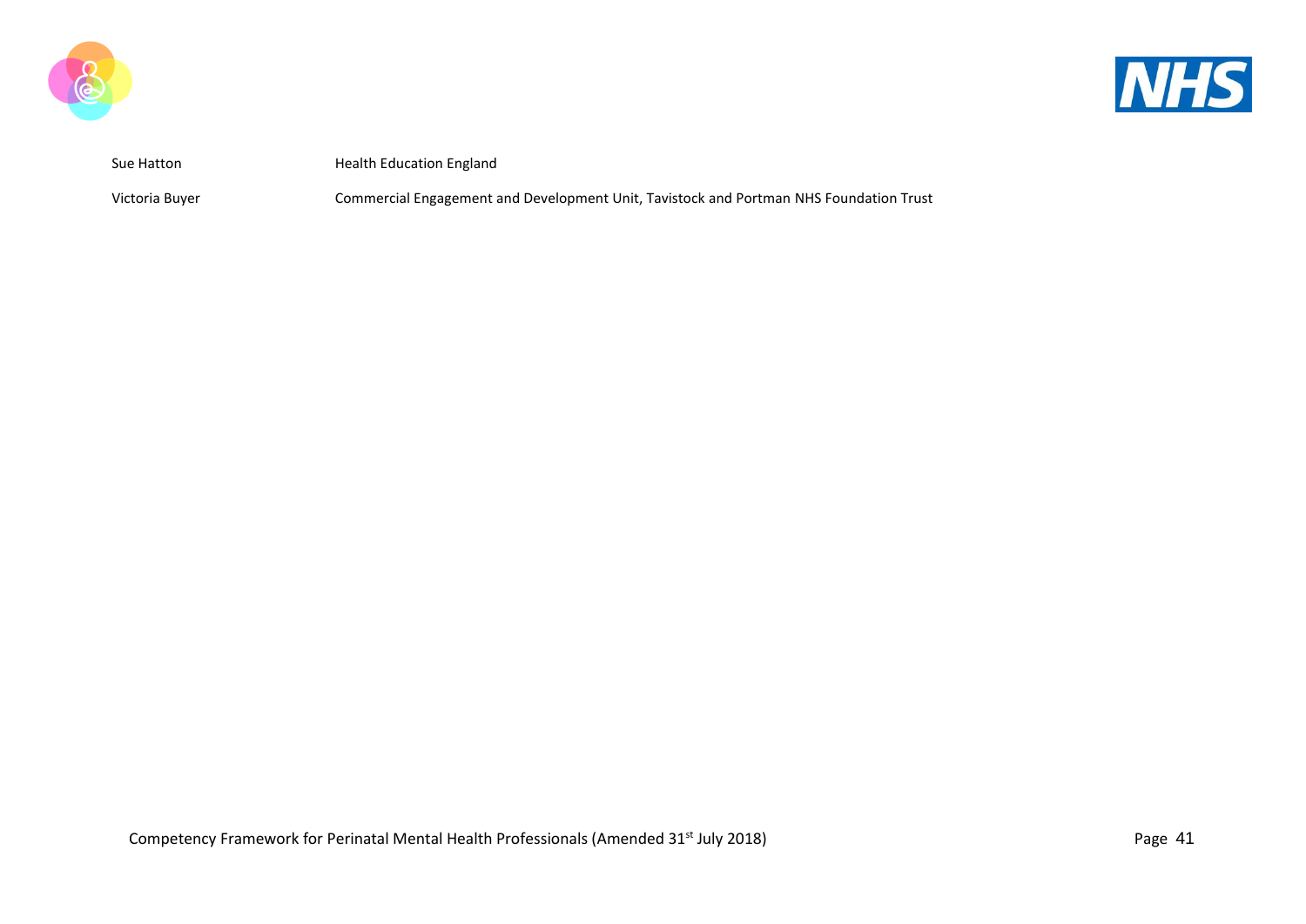| | |
|---|---|
| Sue Hatton | Health Education England |
| Victoria Buyer | Commercial Engagement and Development Unit, Tavistock and Portman NHS Foundation Trust |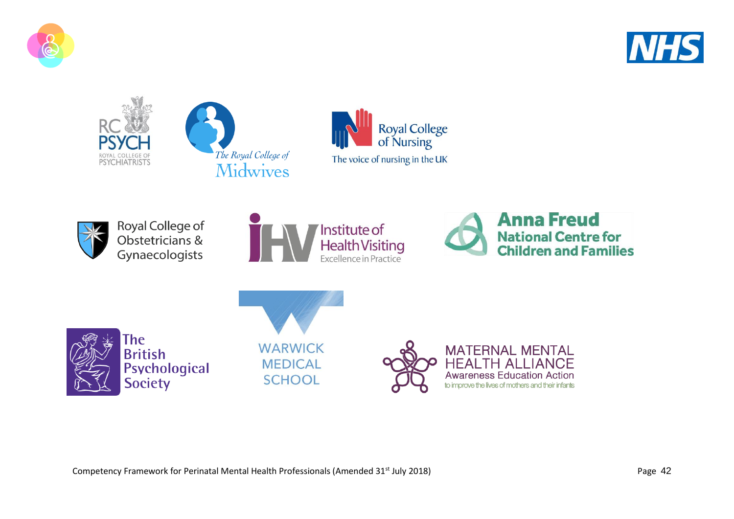RC PSYCH
ROYAL COLLEGE OF PSYCHIATRISTS

The Royal College of Midwives

Royal College of Nursing
The voice of nursing in the UK

Royal College of Obstetricians & Gynaecologists

iHV Institute of Health Visiting
Excellence in Practice

Anna Freud
National Centre for Children and Families

The British Psychological Society

WARWICK MEDICAL SCHOOL

MATERNAL MENTAL HEALTH ALLIANCE
Awareness Education Action
to improve the lives of mothers and their infants